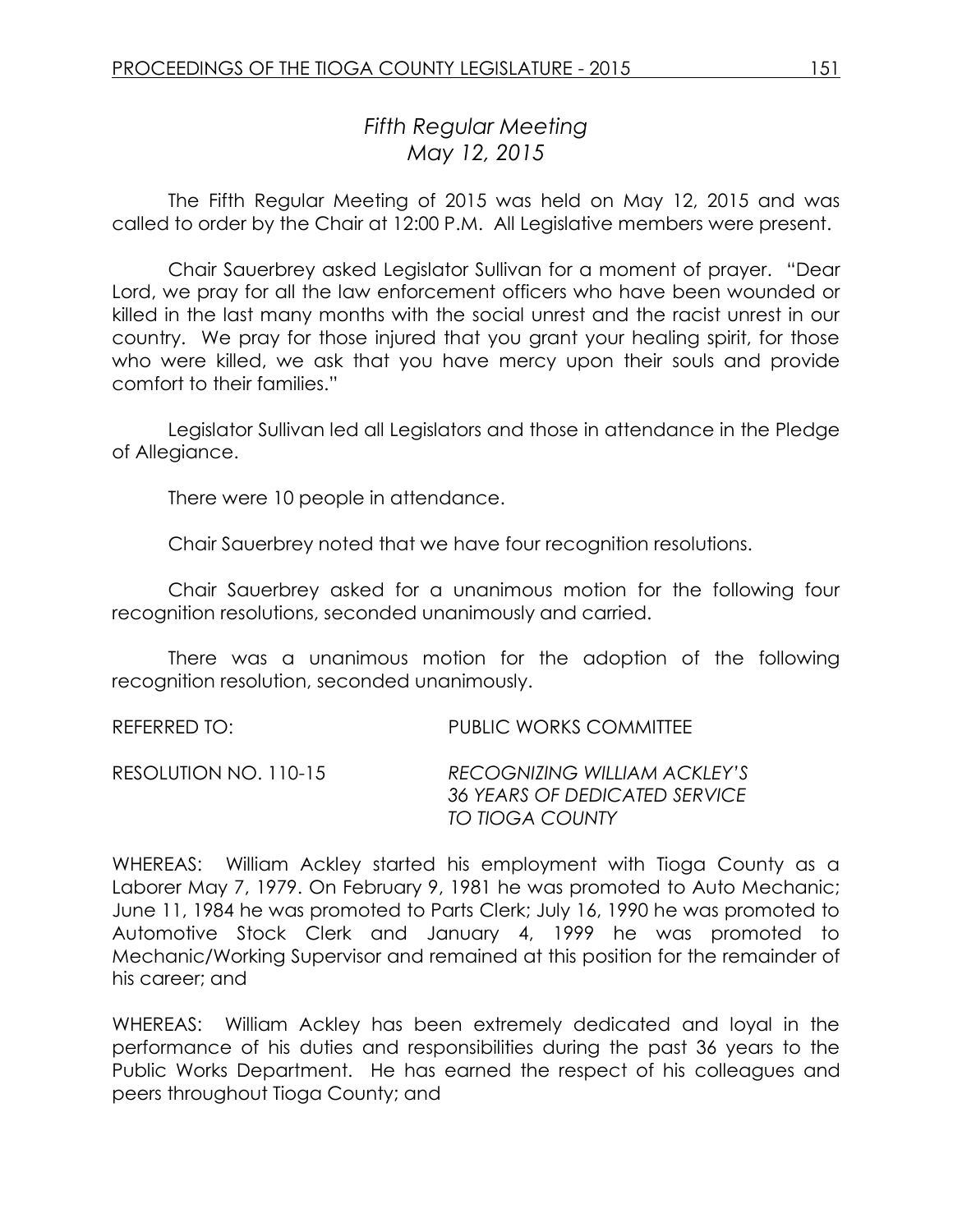# *Fifth Regular Meeting*
# *May 12, 2015*

The Fifth Regular Meeting of 2015 was held on May 12, 2015 and was called to order by the Chair at 12:00 P.M. All Legislative members were present.

Chair Sauerbrey asked Legislator Sullivan for a moment of prayer. "Dear Lord, we pray for all the law enforcement officers who have been wounded or killed in the last many months with the social unrest and the racist unrest in our country. We pray for those injured that you grant your healing spirit, for those who were killed, we ask that you have mercy upon their souls and provide comfort to their families."

Legislator Sullivan led all Legislators and those in attendance in the Pledge of Allegiance.

There were 10 people in attendance.

Chair Sauerbrey noted that we have four recognition resolutions.

Chair Sauerbrey asked for a unanimous motion for the following four recognition resolutions, seconded unanimously and carried.

There was a unanimous motion for the adoption of the following recognition resolution, seconded unanimously.

REFERRED TO: PUBLIC WORKS COMMITTEE

RESOLUTION NO. 110-15 *RECOGNIZING WILLIAM ACKLEY'S 36 YEARS OF DEDICATED SERVICE TO TIOGA COUNTY*

WHEREAS: William Ackley started his employment with Tioga County as a Laborer May 7, 1979. On February 9, 1981 he was promoted to Auto Mechanic; June 11, 1984 he was promoted to Parts Clerk; July 16, 1990 he was promoted to Automotive Stock Clerk and January 4, 1999 he was promoted to Mechanic/Working Supervisor and remained at this position for the remainder of his career; and

WHEREAS: William Ackley has been extremely dedicated and loyal in the performance of his duties and responsibilities during the past 36 years to the Public Works Department. He has earned the respect of his colleagues and peers throughout Tioga County; and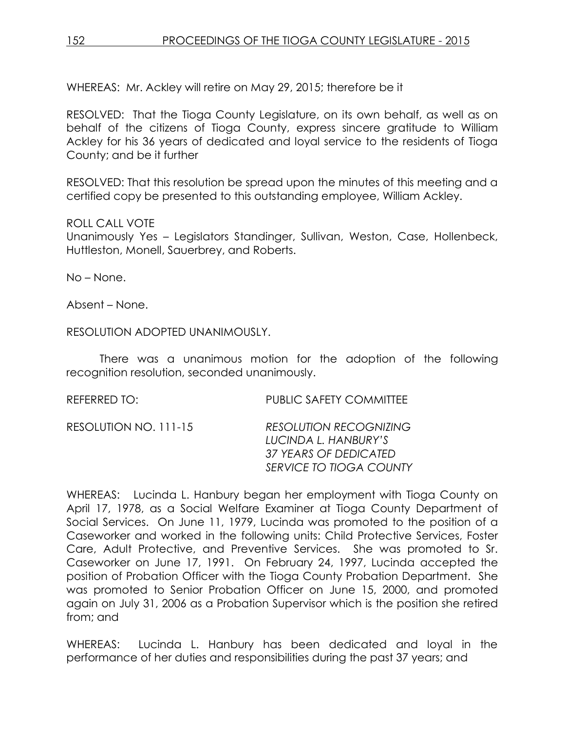WHEREAS: Mr. Ackley will retire on May 29, 2015; therefore be it

RESOLVED: That the Tioga County Legislature, on its own behalf, as well as on behalf of the citizens of Tioga County, express sincere gratitude to William Ackley for his 36 years of dedicated and loyal service to the residents of Tioga County; and be it further

RESOLVED: That this resolution be spread upon the minutes of this meeting and a certified copy be presented to this outstanding employee, William Ackley.

ROLL CALL VOTE
Unanimously Yes – Legislators Standinger, Sullivan, Weston, Case, Hollenbeck, Huttleston, Monell, Sauerbrey, and Roberts.

No – None.

Absent – None.

RESOLUTION ADOPTED UNANIMOUSLY.

There was a unanimous motion for the adoption of the following recognition resolution, seconded unanimously.

REFERRED TO: PUBLIC SAFETY COMMITTEE

RESOLUTION NO. 111-15 *RESOLUTION RECOGNIZING LUCINDA L. HANBURY'S 37 YEARS OF DEDICATED SERVICE TO TIOGA COUNTY*

WHEREAS: Lucinda L. Hanbury began her employment with Tioga County on April 17, 1978, as a Social Welfare Examiner at Tioga County Department of Social Services. On June 11, 1979, Lucinda was promoted to the position of a Caseworker and worked in the following units: Child Protective Services, Foster Care, Adult Protective, and Preventive Services. She was promoted to Sr. Caseworker on June 17, 1991. On February 24, 1997, Lucinda accepted the position of Probation Officer with the Tioga County Probation Department. She was promoted to Senior Probation Officer on June 15, 2000, and promoted again on July 31, 2006 as a Probation Supervisor which is the position she retired from; and

WHEREAS: Lucinda L. Hanbury has been dedicated and loyal in the performance of her duties and responsibilities during the past 37 years; and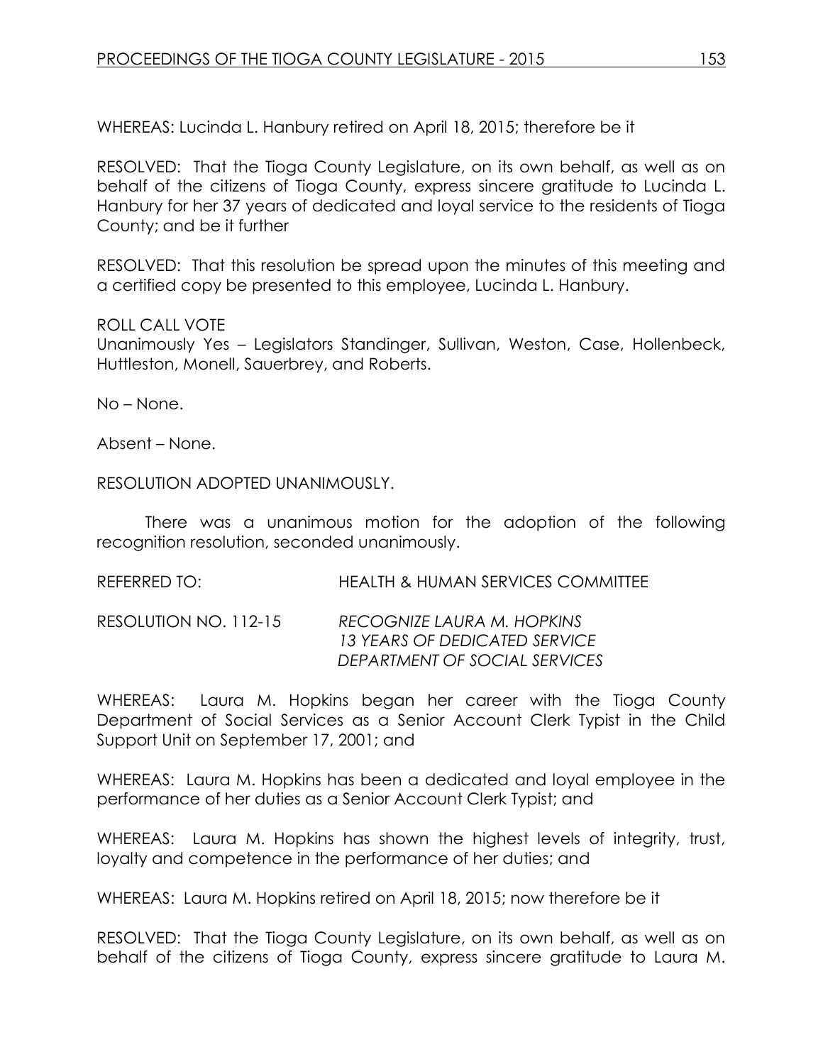WHEREAS: Lucinda L. Hanbury retired on April 18, 2015; therefore be it

RESOLVED: That the Tioga County Legislature, on its own behalf, as well as on behalf of the citizens of Tioga County, express sincere gratitude to Lucinda L. Hanbury for her 37 years of dedicated and loyal service to the residents of Tioga County; and be it further

RESOLVED: That this resolution be spread upon the minutes of this meeting and a certified copy be presented to this employee, Lucinda L. Hanbury.

ROLL CALL VOTE
Unanimously Yes – Legislators Standinger, Sullivan, Weston, Case, Hollenbeck, Huttleston, Monell, Sauerbrey, and Roberts.

No – None.

Absent – None.

RESOLUTION ADOPTED UNANIMOUSLY.

There was a unanimous motion for the adoption of the following recognition resolution, seconded unanimously.

REFERRED TO: HEALTH & HUMAN SERVICES COMMITTEE

RESOLUTION NO. 112-15 *RECOGNIZE LAURA M. HOPKINS*
*13 YEARS OF DEDICATED SERVICE*
*DEPARTMENT OF SOCIAL SERVICES*

WHEREAS: Laura M. Hopkins began her career with the Tioga County Department of Social Services as a Senior Account Clerk Typist in the Child Support Unit on September 17, 2001; and

WHEREAS: Laura M. Hopkins has been a dedicated and loyal employee in the performance of her duties as a Senior Account Clerk Typist; and

WHEREAS: Laura M. Hopkins has shown the highest levels of integrity, trust, loyalty and competence in the performance of her duties; and

WHEREAS: Laura M. Hopkins retired on April 18, 2015; now therefore be it

RESOLVED: That the Tioga County Legislature, on its own behalf, as well as on behalf of the citizens of Tioga County, express sincere gratitude to Laura M.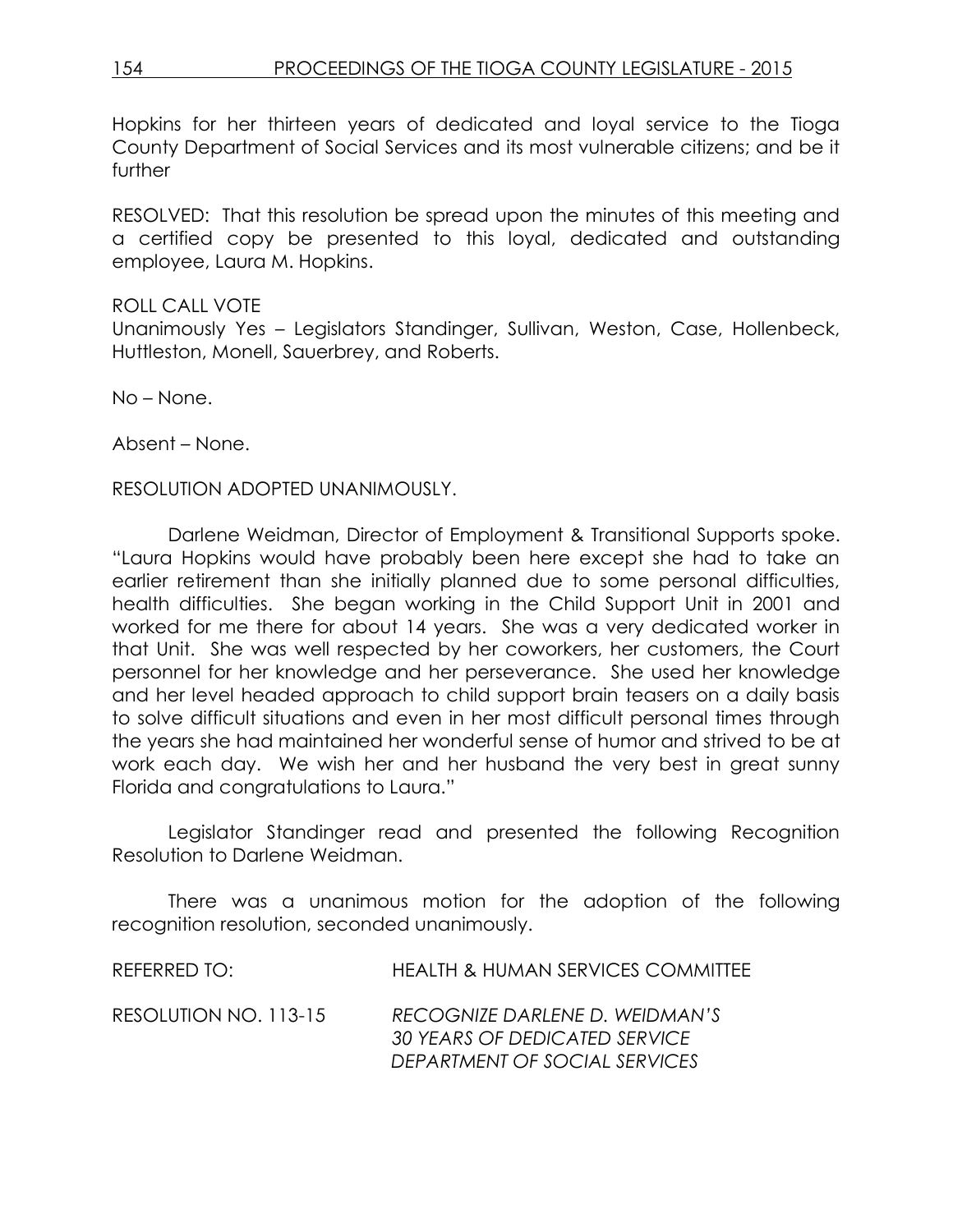Hopkins for her thirteen years of dedicated and loyal service to the Tioga County Department of Social Services and its most vulnerable citizens; and be it further

RESOLVED: That this resolution be spread upon the minutes of this meeting and a certified copy be presented to this loyal, dedicated and outstanding employee, Laura M. Hopkins.

ROLL CALL VOTE
Unanimously Yes – Legislators Standinger, Sullivan, Weston, Case, Hollenbeck, Huttleston, Monell, Sauerbrey, and Roberts.

No – None.

Absent – None.

RESOLUTION ADOPTED UNANIMOUSLY.

Darlene Weidman, Director of Employment & Transitional Supports spoke. "Laura Hopkins would have probably been here except she had to take an earlier retirement than she initially planned due to some personal difficulties, health difficulties. She began working in the Child Support Unit in 2001 and worked for me there for about 14 years. She was a very dedicated worker in that Unit. She was well respected by her coworkers, her customers, the Court personnel for her knowledge and her perseverance. She used her knowledge and her level headed approach to child support brain teasers on a daily basis to solve difficult situations and even in her most difficult personal times through the years she had maintained her wonderful sense of humor and strived to be at work each day. We wish her and her husband the very best in great sunny Florida and congratulations to Laura."

Legislator Standinger read and presented the following Recognition Resolution to Darlene Weidman.

There was a unanimous motion for the adoption of the following recognition resolution, seconded unanimously.

REFERRED TO: HEALTH & HUMAN SERVICES COMMITTEE

RESOLUTION NO. 113-15 *RECOGNIZE DARLENE D. WEIDMAN'S 30 YEARS OF DEDICATED SERVICE DEPARTMENT OF SOCIAL SERVICES*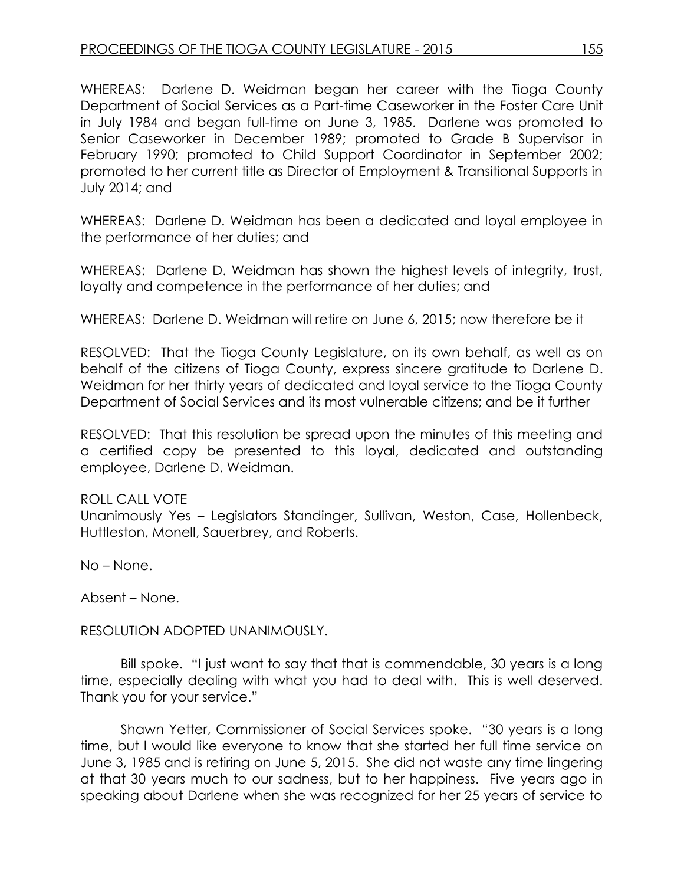WHEREAS: Darlene D. Weidman began her career with the Tioga County Department of Social Services as a Part-time Caseworker in the Foster Care Unit in July 1984 and began full-time on June 3, 1985. Darlene was promoted to Senior Caseworker in December 1989; promoted to Grade B Supervisor in February 1990; promoted to Child Support Coordinator in September 2002; promoted to her current title as Director of Employment & Transitional Supports in July 2014; and

WHEREAS: Darlene D. Weidman has been a dedicated and loyal employee in the performance of her duties; and

WHEREAS: Darlene D. Weidman has shown the highest levels of integrity, trust, loyalty and competence in the performance of her duties; and

WHEREAS: Darlene D. Weidman will retire on June 6, 2015; now therefore be it

RESOLVED: That the Tioga County Legislature, on its own behalf, as well as on behalf of the citizens of Tioga County, express sincere gratitude to Darlene D. Weidman for her thirty years of dedicated and loyal service to the Tioga County Department of Social Services and its most vulnerable citizens; and be it further

RESOLVED: That this resolution be spread upon the minutes of this meeting and a certified copy be presented to this loyal, dedicated and outstanding employee, Darlene D. Weidman.

ROLL CALL VOTE
Unanimously Yes – Legislators Standinger, Sullivan, Weston, Case, Hollenbeck, Huttleston, Monell, Sauerbrey, and Roberts.

No – None.

Absent – None.

RESOLUTION ADOPTED UNANIMOUSLY.

Bill spoke. "I just want to say that that is commendable, 30 years is a long time, especially dealing with what you had to deal with. This is well deserved. Thank you for your service."

Shawn Yetter, Commissioner of Social Services spoke. "30 years is a long time, but I would like everyone to know that she started her full time service on June 3, 1985 and is retiring on June 5, 2015. She did not waste any time lingering at that 30 years much to our sadness, but to her happiness. Five years ago in speaking about Darlene when she was recognized for her 25 years of service to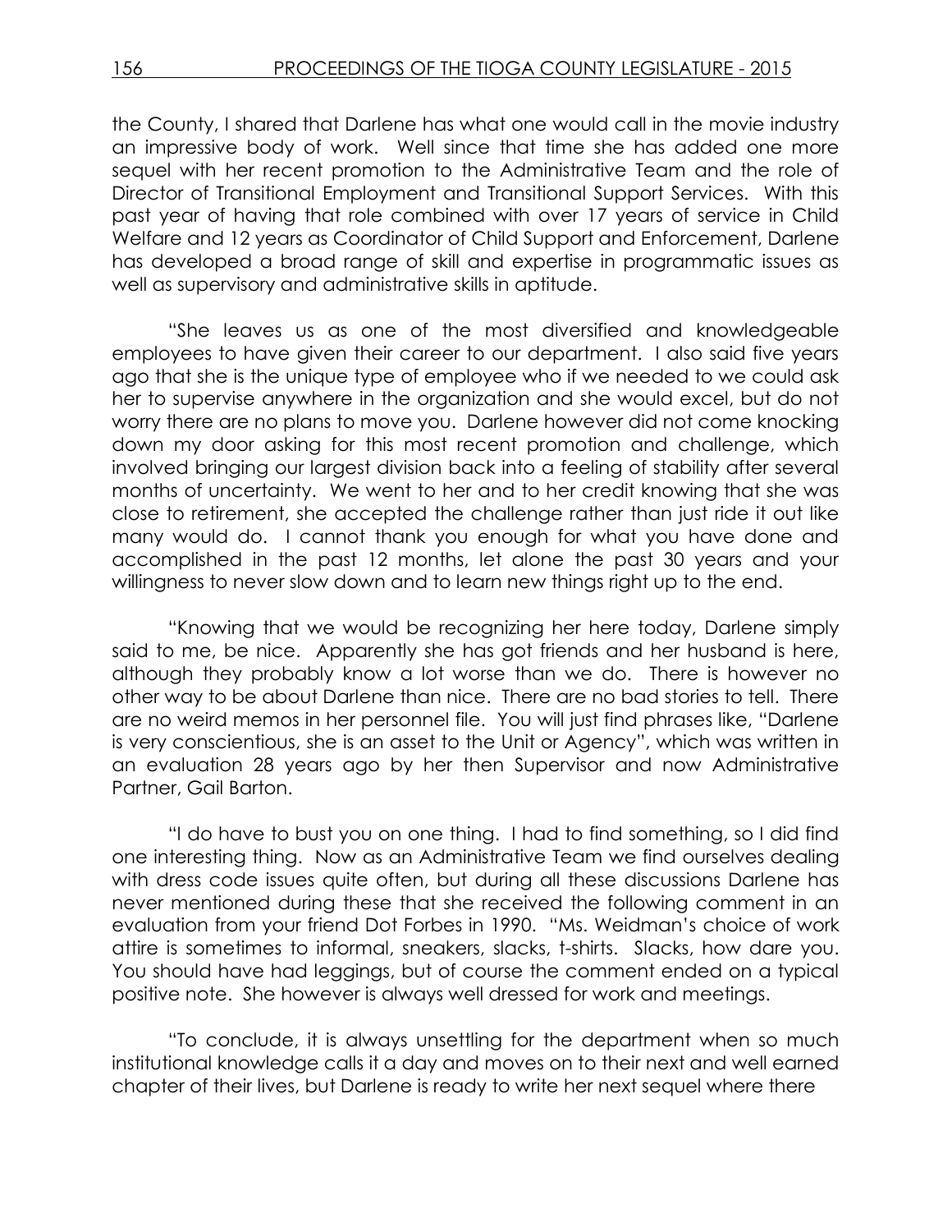the County, I shared that Darlene has what one would call in the movie industry an impressive body of work. Well since that time she has added one more sequel with her recent promotion to the Administrative Team and the role of Director of Transitional Employment and Transitional Support Services. With this past year of having that role combined with over 17 years of service in Child Welfare and 12 years as Coordinator of Child Support and Enforcement, Darlene has developed a broad range of skill and expertise in programmatic issues as well as supervisory and administrative skills in aptitude.

"She leaves us as one of the most diversified and knowledgeable employees to have given their career to our department. I also said five years ago that she is the unique type of employee who if we needed to we could ask her to supervise anywhere in the organization and she would excel, but do not worry there are no plans to move you. Darlene however did not come knocking down my door asking for this most recent promotion and challenge, which involved bringing our largest division back into a feeling of stability after several months of uncertainty. We went to her and to her credit knowing that she was close to retirement, she accepted the challenge rather than just ride it out like many would do. I cannot thank you enough for what you have done and accomplished in the past 12 months, let alone the past 30 years and your willingness to never slow down and to learn new things right up to the end.

"Knowing that we would be recognizing her here today, Darlene simply said to me, be nice. Apparently she has got friends and her husband is here, although they probably know a lot worse than we do. There is however no other way to be about Darlene than nice. There are no bad stories to tell. There are no weird memos in her personnel file. You will just find phrases like, "Darlene is very conscientious, she is an asset to the Unit or Agency", which was written in an evaluation 28 years ago by her then Supervisor and now Administrative Partner, Gail Barton.

"I do have to bust you on one thing. I had to find something, so I did find one interesting thing. Now as an Administrative Team we find ourselves dealing with dress code issues quite often, but during all these discussions Darlene has never mentioned during these that she received the following comment in an evaluation from your friend Dot Forbes in 1990. "Ms. Weidman's choice of work attire is sometimes to informal, sneakers, slacks, t-shirts. Slacks, how dare you. You should have had leggings, but of course the comment ended on a typical positive note. She however is always well dressed for work and meetings.

"To conclude, it is always unsettling for the department when so much institutional knowledge calls it a day and moves on to their next and well earned chapter of their lives, but Darlene is ready to write her next sequel where there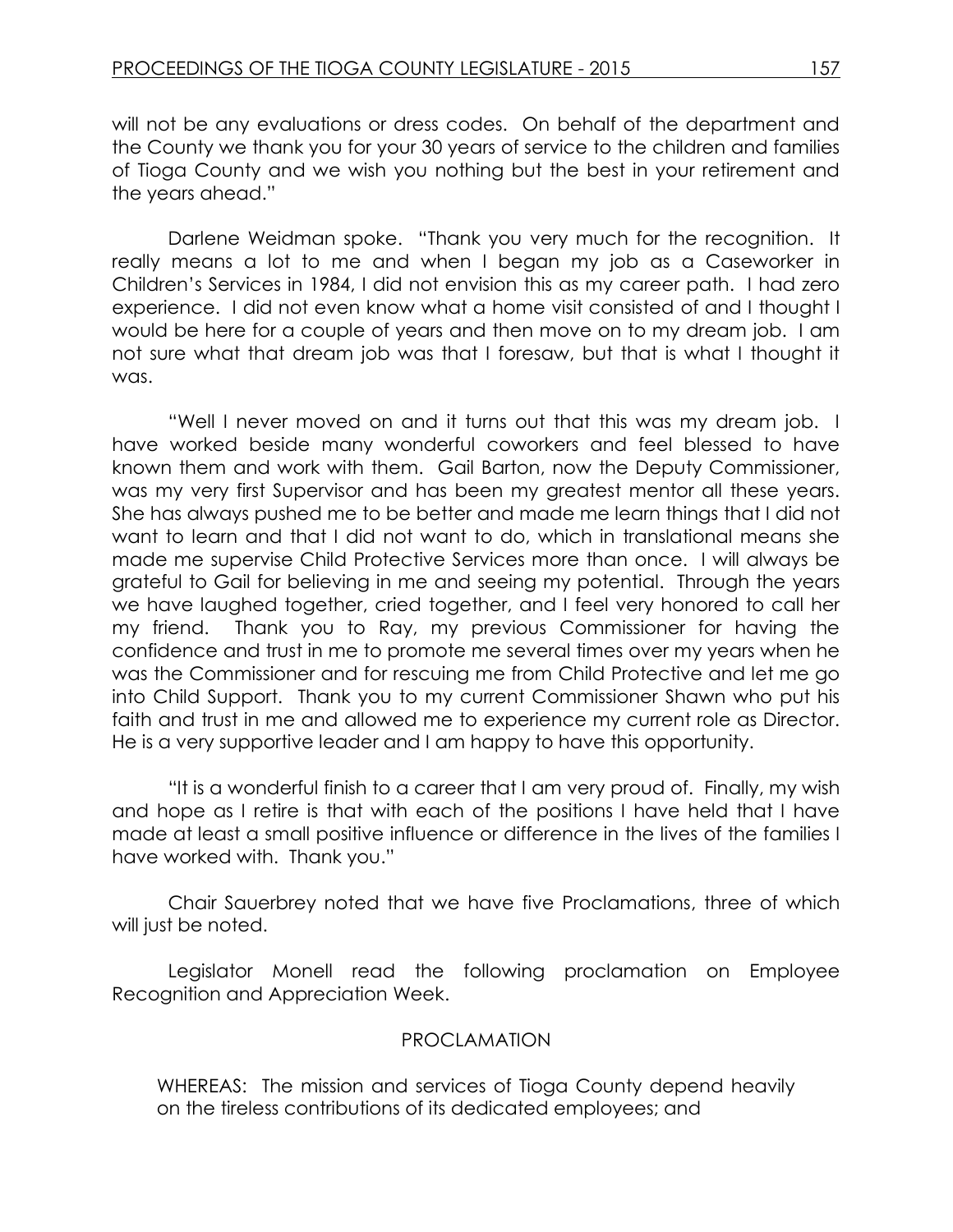will not be any evaluations or dress codes. On behalf of the department and the County we thank you for your 30 years of service to the children and families of Tioga County and we wish you nothing but the best in your retirement and the years ahead."

Darlene Weidman spoke. "Thank you very much for the recognition. It really means a lot to me and when I began my job as a Caseworker in Children's Services in 1984, I did not envision this as my career path. I had zero experience. I did not even know what a home visit consisted of and I thought I would be here for a couple of years and then move on to my dream job. I am not sure what that dream job was that I foresaw, but that is what I thought it was.

"Well I never moved on and it turns out that this was my dream job. I have worked beside many wonderful coworkers and feel blessed to have known them and work with them. Gail Barton, now the Deputy Commissioner, was my very first Supervisor and has been my greatest mentor all these years. She has always pushed me to be better and made me learn things that I did not want to learn and that I did not want to do, which in translational means she made me supervise Child Protective Services more than once. I will always be grateful to Gail for believing in me and seeing my potential. Through the years we have laughed together, cried together, and I feel very honored to call her my friend. Thank you to Ray, my previous Commissioner for having the confidence and trust in me to promote me several times over my years when he was the Commissioner and for rescuing me from Child Protective and let me go into Child Support. Thank you to my current Commissioner Shawn who put his faith and trust in me and allowed me to experience my current role as Director. He is a very supportive leader and I am happy to have this opportunity.

"It is a wonderful finish to a career that I am very proud of. Finally, my wish and hope as I retire is that with each of the positions I have held that I have made at least a small positive influence or difference in the lives of the families I have worked with. Thank you."

Chair Sauerbrey noted that we have five Proclamations, three of which will just be noted.

Legislator Monell read the following proclamation on Employee Recognition and Appreciation Week.

PROCLAMATION

WHEREAS: The mission and services of Tioga County depend heavily on the tireless contributions of its dedicated employees; and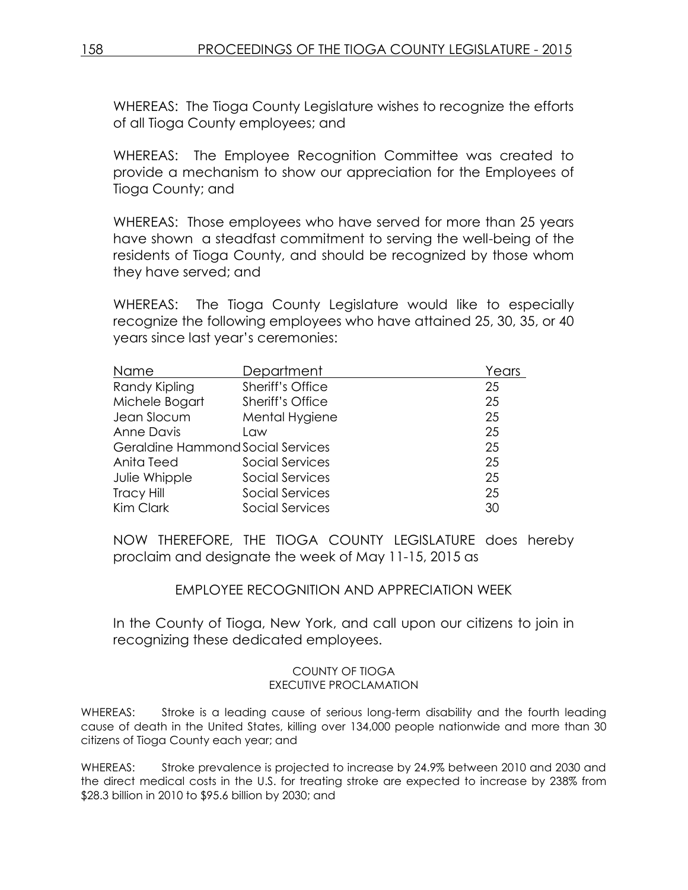WHEREAS: The Tioga County Legislature wishes to recognize the efforts of all Tioga County employees; and

WHEREAS: The Employee Recognition Committee was created to provide a mechanism to show our appreciation for the Employees of Tioga County; and

WHEREAS: Those employees who have served for more than 25 years have shown a steadfast commitment to serving the well-being of the residents of Tioga County, and should be recognized by those whom they have served; and

WHEREAS: The Tioga County Legislature would like to especially recognize the following employees who have attained 25, 30, 35, or 40 years since last year's ceremonies:

| Name | Department | Years |
|---|---|---|
| Randy Kipling | Sheriff's Office | 25 |
| Michele Bogart | Sheriff's Office | 25 |
| Jean Slocum | Mental Hygiene | 25 |
| Anne Davis | Law | 25 |
| Geraldine Hammond | Social Services | 25 |
| Anita Teed | Social Services | 25 |
| Julie Whipple | Social Services | 25 |
| Tracy Hill | Social Services | 25 |
| Kim Clark | Social Services | 30 |

NOW THEREFORE, THE TIOGA COUNTY LEGISLATURE does hereby proclaim and designate the week of May 11-15, 2015 as

EMPLOYEE RECOGNITION AND APPRECIATION WEEK

In the County of Tioga, New York, and call upon our citizens to join in recognizing these dedicated employees.

COUNTY OF TIOGA
EXECUTIVE PROCLAMATION

WHEREAS: Stroke is a leading cause of serious long-term disability and the fourth leading cause of death in the United States, killing over 134,000 people nationwide and more than 30 citizens of Tioga County each year; and

WHEREAS: Stroke prevalence is projected to increase by 24.9% between 2010 and 2030 and the direct medical costs in the U.S. for treating stroke are expected to increase by 238% from $28.3 billion in 2010 to $95.6 billion by 2030; and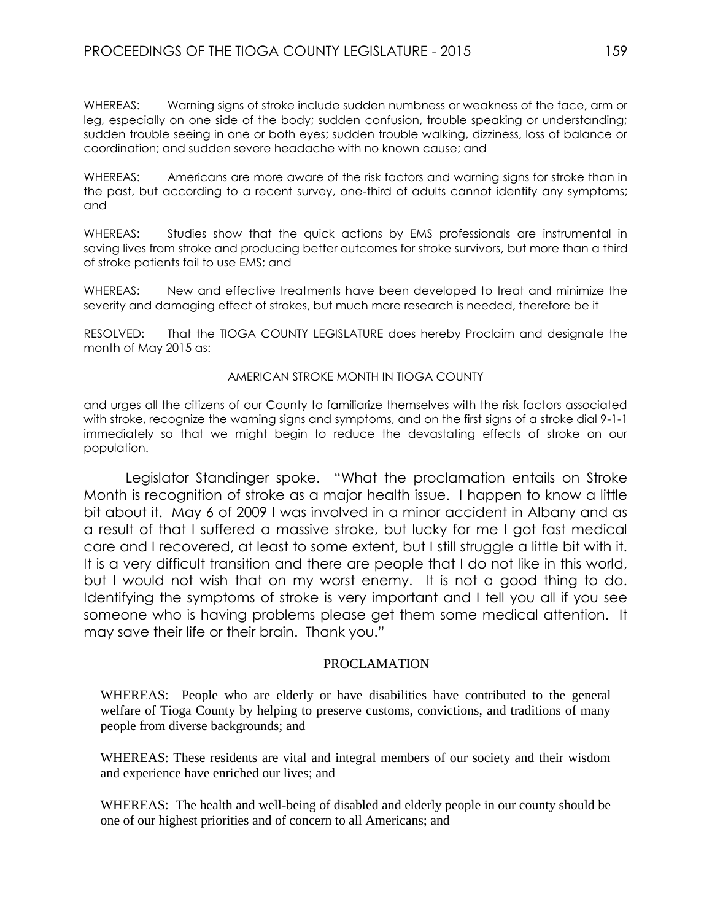WHEREAS: Warning signs of stroke include sudden numbness or weakness of the face, arm or leg, especially on one side of the body; sudden confusion, trouble speaking or understanding; sudden trouble seeing in one or both eyes; sudden trouble walking, dizziness, loss of balance or coordination; and sudden severe headache with no known cause; and

WHEREAS: Americans are more aware of the risk factors and warning signs for stroke than in the past, but according to a recent survey, one-third of adults cannot identify any symptoms; and

WHEREAS: Studies show that the quick actions by EMS professionals are instrumental in saving lives from stroke and producing better outcomes for stroke survivors, but more than a third of stroke patients fail to use EMS; and

WHEREAS: New and effective treatments have been developed to treat and minimize the severity and damaging effect of strokes, but much more research is needed, therefore be it

RESOLVED: That the TIOGA COUNTY LEGISLATURE does hereby Proclaim and designate the month of May 2015 as:

AMERICAN STROKE MONTH IN TIOGA COUNTY

and urges all the citizens of our County to familiarize themselves with the risk factors associated with stroke, recognize the warning signs and symptoms, and on the first signs of a stroke dial 9-1-1 immediately so that we might begin to reduce the devastating effects of stroke on our population.

Legislator Standinger spoke. "What the proclamation entails on Stroke Month is recognition of stroke as a major health issue. I happen to know a little bit about it. May 6 of 2009 I was involved in a minor accident in Albany and as a result of that I suffered a massive stroke, but lucky for me I got fast medical care and I recovered, at least to some extent, but I still struggle a little bit with it. It is a very difficult transition and there are people that I do not like in this world, but I would not wish that on my worst enemy. It is not a good thing to do. Identifying the symptoms of stroke is very important and I tell you all if you see someone who is having problems please get them some medical attention. It may save their life or their brain. Thank you."

PROCLAMATION

WHEREAS: People who are elderly or have disabilities have contributed to the general welfare of Tioga County by helping to preserve customs, convictions, and traditions of many people from diverse backgrounds; and

WHEREAS: These residents are vital and integral members of our society and their wisdom and experience have enriched our lives; and

WHEREAS: The health and well-being of disabled and elderly people in our county should be one of our highest priorities and of concern to all Americans; and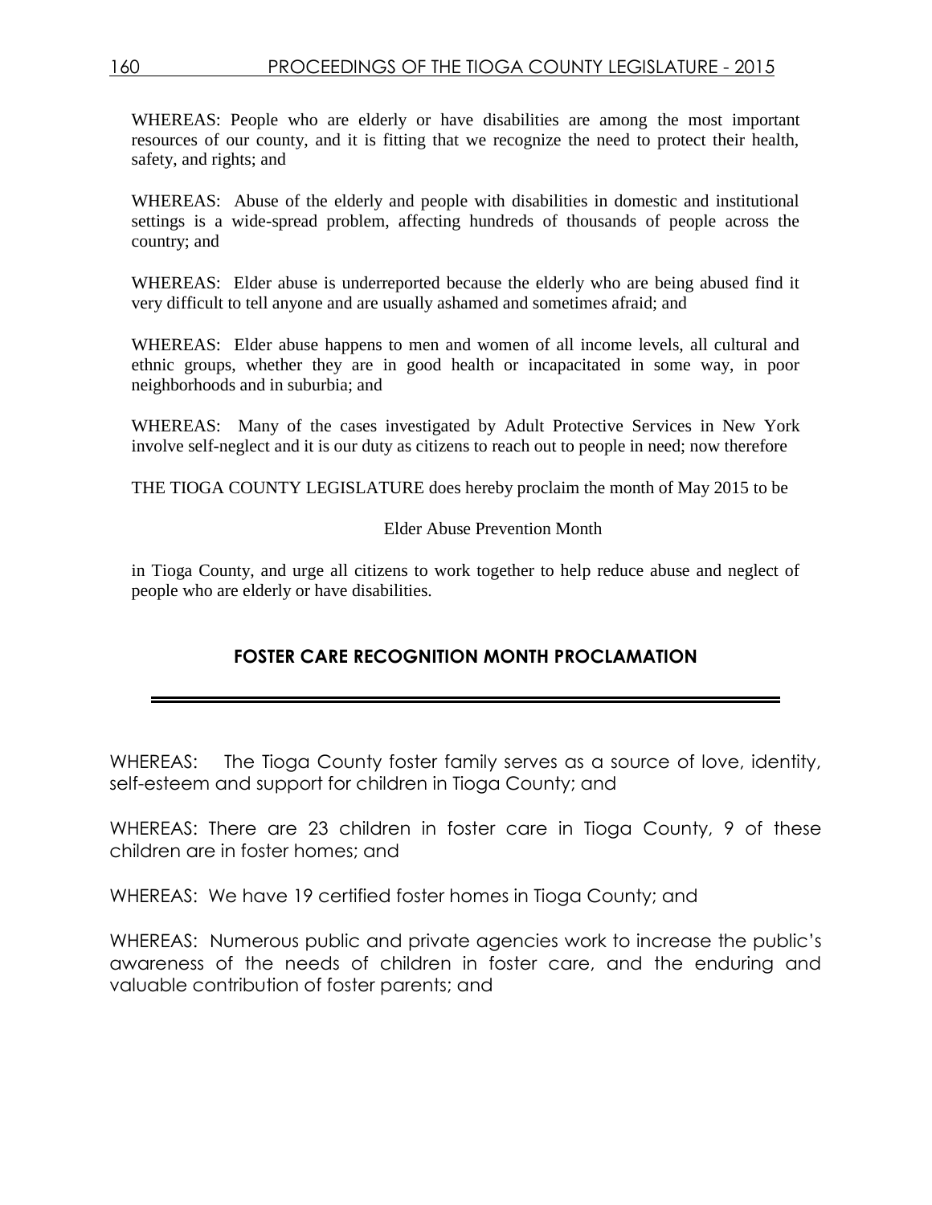WHEREAS: People who are elderly or have disabilities are among the most important resources of our county, and it is fitting that we recognize the need to protect their health, safety, and rights; and

WHEREAS: Abuse of the elderly and people with disabilities in domestic and institutional settings is a wide-spread problem, affecting hundreds of thousands of people across the country; and

WHEREAS: Elder abuse is underreported because the elderly who are being abused find it very difficult to tell anyone and are usually ashamed and sometimes afraid; and

WHEREAS: Elder abuse happens to men and women of all income levels, all cultural and ethnic groups, whether they are in good health or incapacitated in some way, in poor neighborhoods and in suburbia; and

WHEREAS: Many of the cases investigated by Adult Protective Services in New York involve self-neglect and it is our duty as citizens to reach out to people in need; now therefore

THE TIOGA COUNTY LEGISLATURE does hereby proclaim the month of May 2015 to be

Elder Abuse Prevention Month

in Tioga County, and urge all citizens to work together to help reduce abuse and neglect of people who are elderly or have disabilities.

## FOSTER CARE RECOGNITION MONTH PROCLAMATION

---

WHEREAS: The Tioga County foster family serves as a source of love, identity, self-esteem and support for children in Tioga County; and

WHEREAS: There are 23 children in foster care in Tioga County, 9 of these children are in foster homes; and

WHEREAS: We have 19 certified foster homes in Tioga County; and

WHEREAS: Numerous public and private agencies work to increase the public's awareness of the needs of children in foster care, and the enduring and valuable contribution of foster parents; and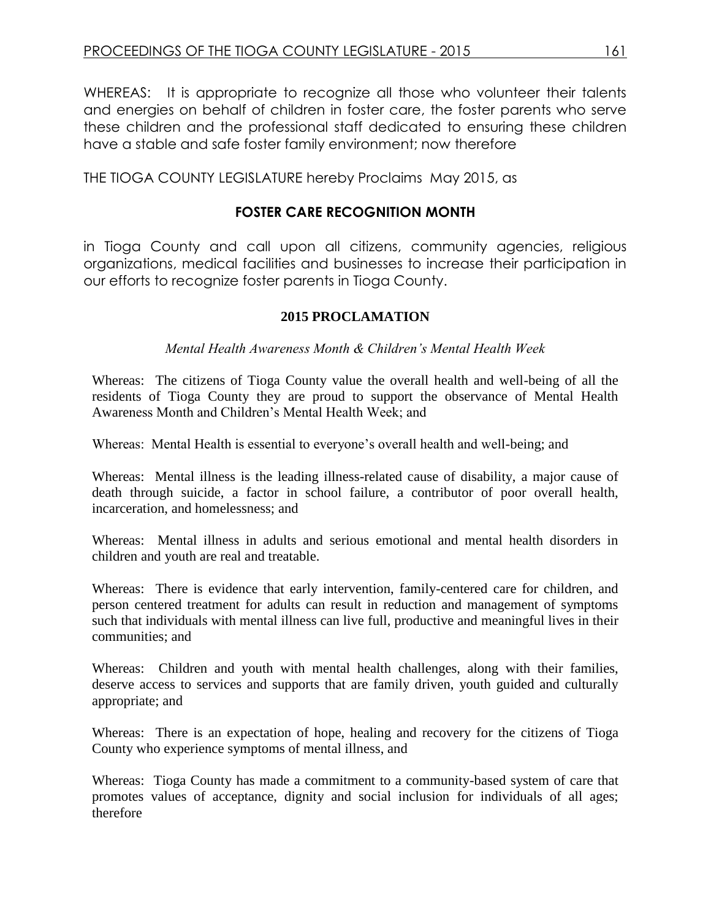WHEREAS: It is appropriate to recognize all those who volunteer their talents and energies on behalf of children in foster care, the foster parents who serve these children and the professional staff dedicated to ensuring these children have a stable and safe foster family environment; now therefore

THE TIOGA COUNTY LEGISLATURE hereby Proclaims May 2015, as

**FOSTER CARE RECOGNITION MONTH**

in Tioga County and call upon all citizens, community agencies, religious organizations, medical facilities and businesses to increase their participation in our efforts to recognize foster parents in Tioga County.

**2015 PROCLAMATION**

*Mental Health Awareness Month & Children's Mental Health Week*

Whereas: The citizens of Tioga County value the overall health and well-being of all the residents of Tioga County they are proud to support the observance of Mental Health Awareness Month and Children's Mental Health Week; and

Whereas: Mental Health is essential to everyone's overall health and well-being; and

Whereas: Mental illness is the leading illness-related cause of disability, a major cause of death through suicide, a factor in school failure, a contributor of poor overall health, incarceration, and homelessness; and

Whereas: Mental illness in adults and serious emotional and mental health disorders in children and youth are real and treatable.

Whereas: There is evidence that early intervention, family-centered care for children, and person centered treatment for adults can result in reduction and management of symptoms such that individuals with mental illness can live full, productive and meaningful lives in their communities; and

Whereas: Children and youth with mental health challenges, along with their families, deserve access to services and supports that are family driven, youth guided and culturally appropriate; and

Whereas: There is an expectation of hope, healing and recovery for the citizens of Tioga County who experience symptoms of mental illness, and

Whereas: Tioga County has made a commitment to a community-based system of care that promotes values of acceptance, dignity and social inclusion for individuals of all ages; therefore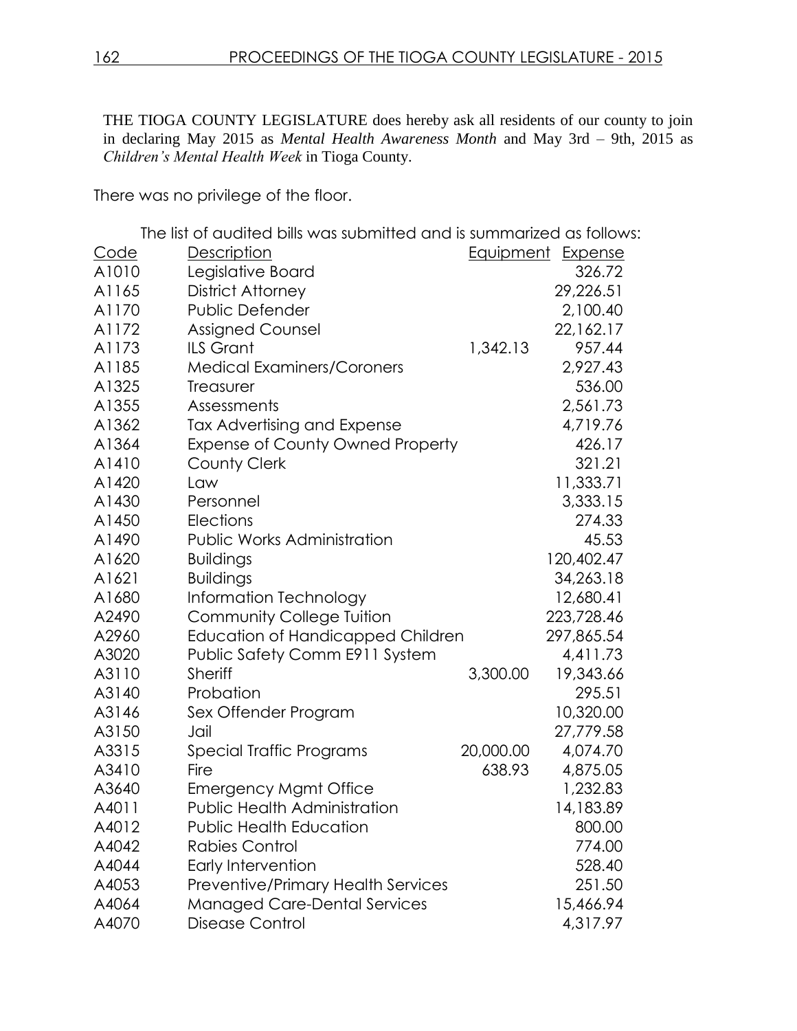THE TIOGA COUNTY LEGISLATURE does hereby ask all residents of our county to join in declaring May 2015 as *Mental Health Awareness Month* and May 3rd – 9th, 2015 as *Children's Mental Health Week* in Tioga County.

There was no privilege of the floor.

The list of audited bills was submitted and is summarized as follows:

| Code | Description | Equipment | Expense |
|---|---|---|---|
| A1010 | Legislative Board | | 326.72 |
| A1165 | District Attorney | | 29,226.51 |
| A1170 | Public Defender | | 2,100.40 |
| A1172 | Assigned Counsel | | 22,162.17 |
| A1173 | ILS Grant | 1,342.13 | 957.44 |
| A1185 | Medical Examiners/Coroners | | 2,927.43 |
| A1325 | Treasurer | | 536.00 |
| A1355 | Assessments | | 2,561.73 |
| A1362 | Tax Advertising and Expense | | 4,719.76 |
| A1364 | Expense of County Owned Property | | 426.17 |
| A1410 | County Clerk | | 321.21 |
| A1420 | Law | | 11,333.71 |
| A1430 | Personnel | | 3,333.15 |
| A1450 | Elections | | 274.33 |
| A1490 | Public Works Administration | | 45.53 |
| A1620 | Buildings | | 120,402.47 |
| A1621 | Buildings | | 34,263.18 |
| A1680 | Information Technology | | 12,680.41 |
| A2490 | Community College Tuition | | 223,728.46 |
| A2960 | Education of Handicapped Children | | 297,865.54 |
| A3020 | Public Safety Comm E911 System | | 4,411.73 |
| A3110 | Sheriff | 3,300.00 | 19,343.66 |
| A3140 | Probation | | 295.51 |
| A3146 | Sex Offender Program | | 10,320.00 |
| A3150 | Jail | | 27,779.58 |
| A3315 | Special Traffic Programs | 20,000.00 | 4,074.70 |
| A3410 | Fire | 638.93 | 4,875.05 |
| A3640 | Emergency Mgmt Office | | 1,232.83 |
| A4011 | Public Health Administration | | 14,183.89 |
| A4012 | Public Health Education | | 800.00 |
| A4042 | Rabies Control | | 774.00 |
| A4044 | Early Intervention | | 528.40 |
| A4053 | Preventive/Primary Health Services | | 251.50 |
| A4064 | Managed Care-Dental Services | | 15,466.94 |
| A4070 | Disease Control | | 4,317.97 |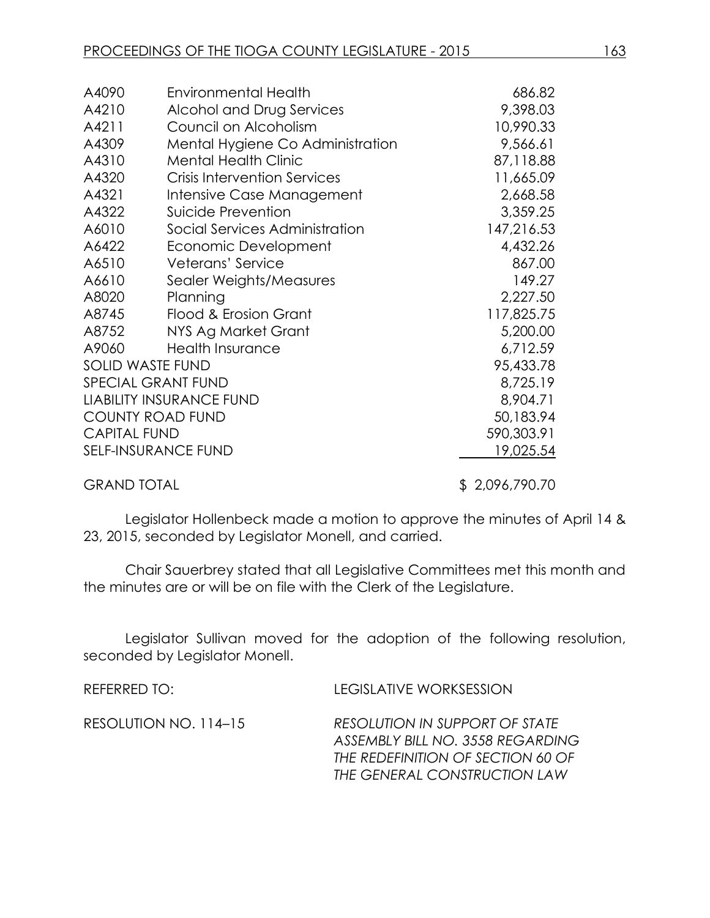| | | |
|---|---|---|
| A4090 | Environmental Health | 686.82 |
| A4210 | Alcohol and Drug Services | 9,398.03 |
| A4211 | Council on Alcoholism | 10,990.33 |
| A4309 | Mental Hygiene Co Administration | 9,566.61 |
| A4310 | Mental Health Clinic | 87,118.88 |
| A4320 | Crisis Intervention Services | 11,665.09 |
| A4321 | Intensive Case Management | 2,668.58 |
| A4322 | Suicide Prevention | 3,359.25 |
| A6010 | Social Services Administration | 147,216.53 |
| A6422 | Economic Development | 4,432.26 |
| A6510 | Veterans' Service | 867.00 |
| A6610 | Sealer Weights/Measures | 149.27 |
| A8020 | Planning | 2,227.50 |
| A8745 | Flood & Erosion Grant | 117,825.75 |
| A8752 | NYS Ag Market Grant | 5,200.00 |
| A9060 | Health Insurance | 6,712.59 |
| SOLID WASTE FUND | | 95,433.78 |
| SPECIAL GRANT FUND | | 8,725.19 |
| LIABILITY INSURANCE FUND | | 8,904.71 |
| COUNTY ROAD FUND | | 50,183.94 |
| CAPITAL FUND | | 590,303.91 |
| SELF-INSURANCE FUND | | 19,025.54 |
| GRAND TOTAL | | $ 2,096,790.70 |

Legislator Hollenbeck made a motion to approve the minutes of April 14 & 23, 2015, seconded by Legislator Monell, and carried.

Chair Sauerbrey stated that all Legislative Committees met this month and the minutes are or will be on file with the Clerk of the Legislature.

Legislator Sullivan moved for the adoption of the following resolution, seconded by Legislator Monell.

REFERRED TO: LEGISLATIVE WORKSESSION

RESOLUTION NO. 114–15 *RESOLUTION IN SUPPORT OF STATE ASSEMBLY BILL NO. 3558 REGARDING THE REDEFINITION OF SECTION 60 OF THE GENERAL CONSTRUCTION LAW*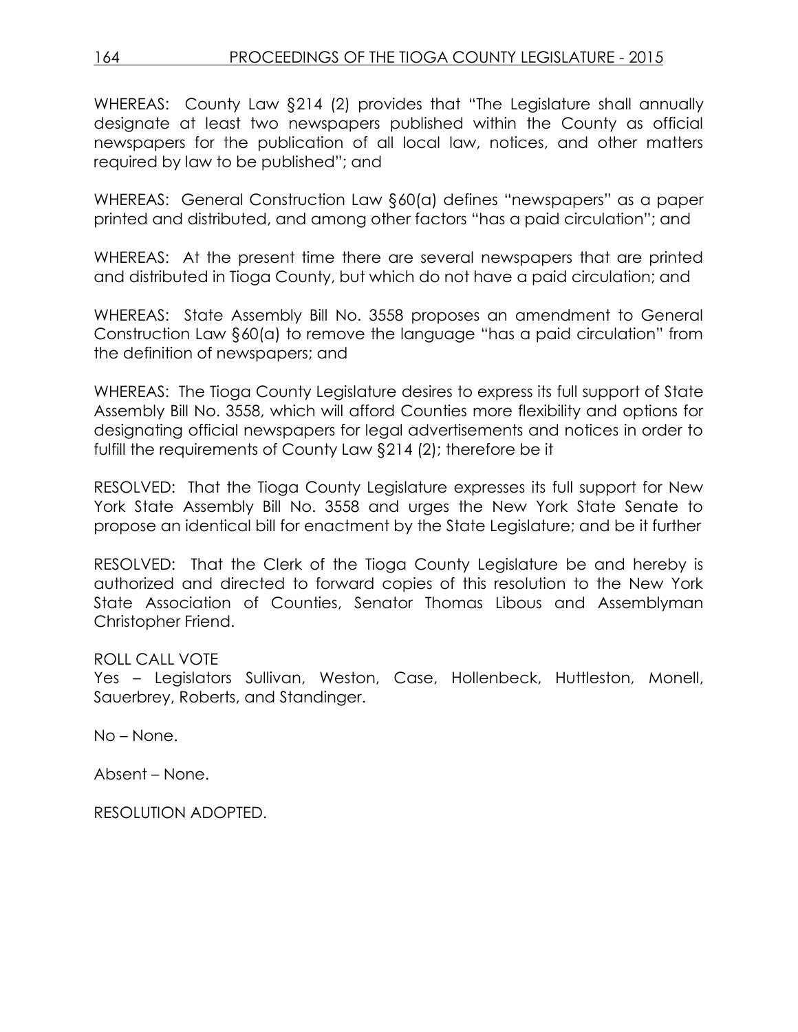WHEREAS: County Law §214 (2) provides that "The Legislature shall annually designate at least two newspapers published within the County as official newspapers for the publication of all local law, notices, and other matters required by law to be published"; and

WHEREAS: General Construction Law §60(a) defines "newspapers" as a paper printed and distributed, and among other factors "has a paid circulation"; and

WHEREAS: At the present time there are several newspapers that are printed and distributed in Tioga County, but which do not have a paid circulation; and

WHEREAS: State Assembly Bill No. 3558 proposes an amendment to General Construction Law §60(a) to remove the language "has a paid circulation" from the definition of newspapers; and

WHEREAS: The Tioga County Legislature desires to express its full support of State Assembly Bill No. 3558, which will afford Counties more flexibility and options for designating official newspapers for legal advertisements and notices in order to fulfill the requirements of County Law §214 (2); therefore be it

RESOLVED: That the Tioga County Legislature expresses its full support for New York State Assembly Bill No. 3558 and urges the New York State Senate to propose an identical bill for enactment by the State Legislature; and be it further

RESOLVED: That the Clerk of the Tioga County Legislature be and hereby is authorized and directed to forward copies of this resolution to the New York State Association of Counties, Senator Thomas Libous and Assemblyman Christopher Friend.

ROLL CALL VOTE
Yes – Legislators Sullivan, Weston, Case, Hollenbeck, Huttleston, Monell, Sauerbrey, Roberts, and Standinger.

No – None.

Absent – None.

RESOLUTION ADOPTED.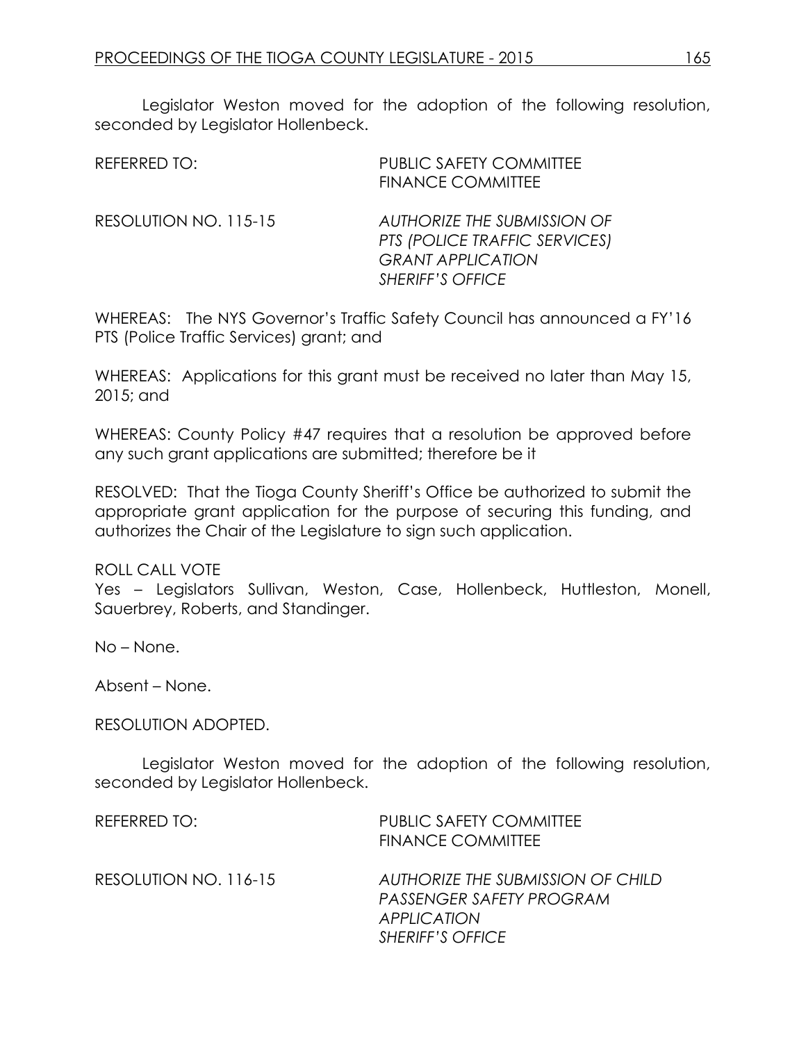Legislator Weston moved for the adoption of the following resolution, seconded by Legislator Hollenbeck.

REFERRED TO: PUBLIC SAFETY COMMITTEE
FINANCE COMMITTEE

RESOLUTION NO. 115-15 *AUTHORIZE THE SUBMISSION OF PTS (POLICE TRAFFIC SERVICES) GRANT APPLICATION SHERIFF'S OFFICE*

WHEREAS: The NYS Governor's Traffic Safety Council has announced a FY'16 PTS (Police Traffic Services) grant; and

WHEREAS: Applications for this grant must be received no later than May 15, 2015; and

WHEREAS: County Policy #47 requires that a resolution be approved before any such grant applications are submitted; therefore be it

RESOLVED: That the Tioga County Sheriff's Office be authorized to submit the appropriate grant application for the purpose of securing this funding, and authorizes the Chair of the Legislature to sign such application.

ROLL CALL VOTE
Yes – Legislators Sullivan, Weston, Case, Hollenbeck, Huttleston, Monell, Sauerbrey, Roberts, and Standinger.

No – None.

Absent – None.

RESOLUTION ADOPTED.

Legislator Weston moved for the adoption of the following resolution, seconded by Legislator Hollenbeck.

REFERRED TO: PUBLIC SAFETY COMMITTEE
FINANCE COMMITTEE

RESOLUTION NO. 116-15 *AUTHORIZE THE SUBMISSION OF CHILD PASSENGER SAFETY PROGRAM APPLICATION SHERIFF'S OFFICE*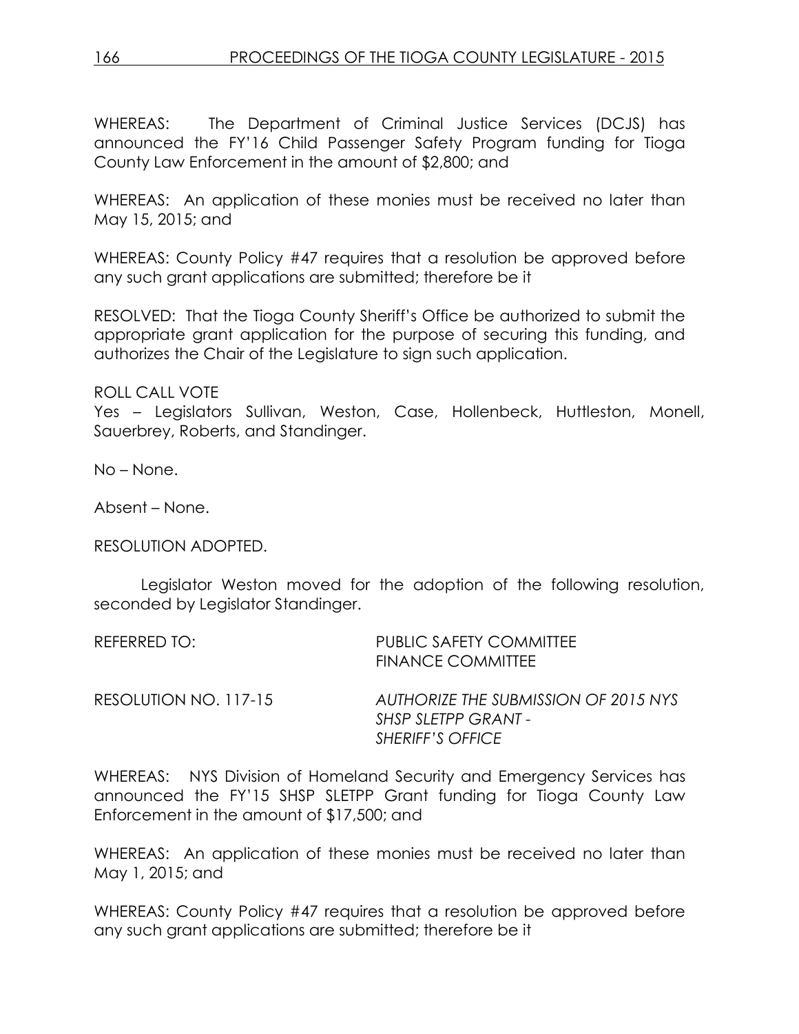WHEREAS: The Department of Criminal Justice Services (DCJS) has announced the FY'16 Child Passenger Safety Program funding for Tioga County Law Enforcement in the amount of $2,800; and

WHEREAS: An application of these monies must be received no later than May 15, 2015; and

WHEREAS: County Policy #47 requires that a resolution be approved before any such grant applications are submitted; therefore be it

RESOLVED: That the Tioga County Sheriff's Office be authorized to submit the appropriate grant application for the purpose of securing this funding, and authorizes the Chair of the Legislature to sign such application.

ROLL CALL VOTE
Yes – Legislators Sullivan, Weston, Case, Hollenbeck, Huttleston, Monell, Sauerbrey, Roberts, and Standinger.

No – None.

Absent – None.

RESOLUTION ADOPTED.

Legislator Weston moved for the adoption of the following resolution, seconded by Legislator Standinger.

REFERRED TO: PUBLIC SAFETY COMMITTEE
FINANCE COMMITTEE

RESOLUTION NO. 117-15 *AUTHORIZE THE SUBMISSION OF 2015 NYS SHSP SLETPP GRANT - SHERIFF'S OFFICE*

WHEREAS: NYS Division of Homeland Security and Emergency Services has announced the FY'15 SHSP SLETPP Grant funding for Tioga County Law Enforcement in the amount of $17,500; and

WHEREAS: An application of these monies must be received no later than May 1, 2015; and

WHEREAS: County Policy #47 requires that a resolution be approved before any such grant applications are submitted; therefore be it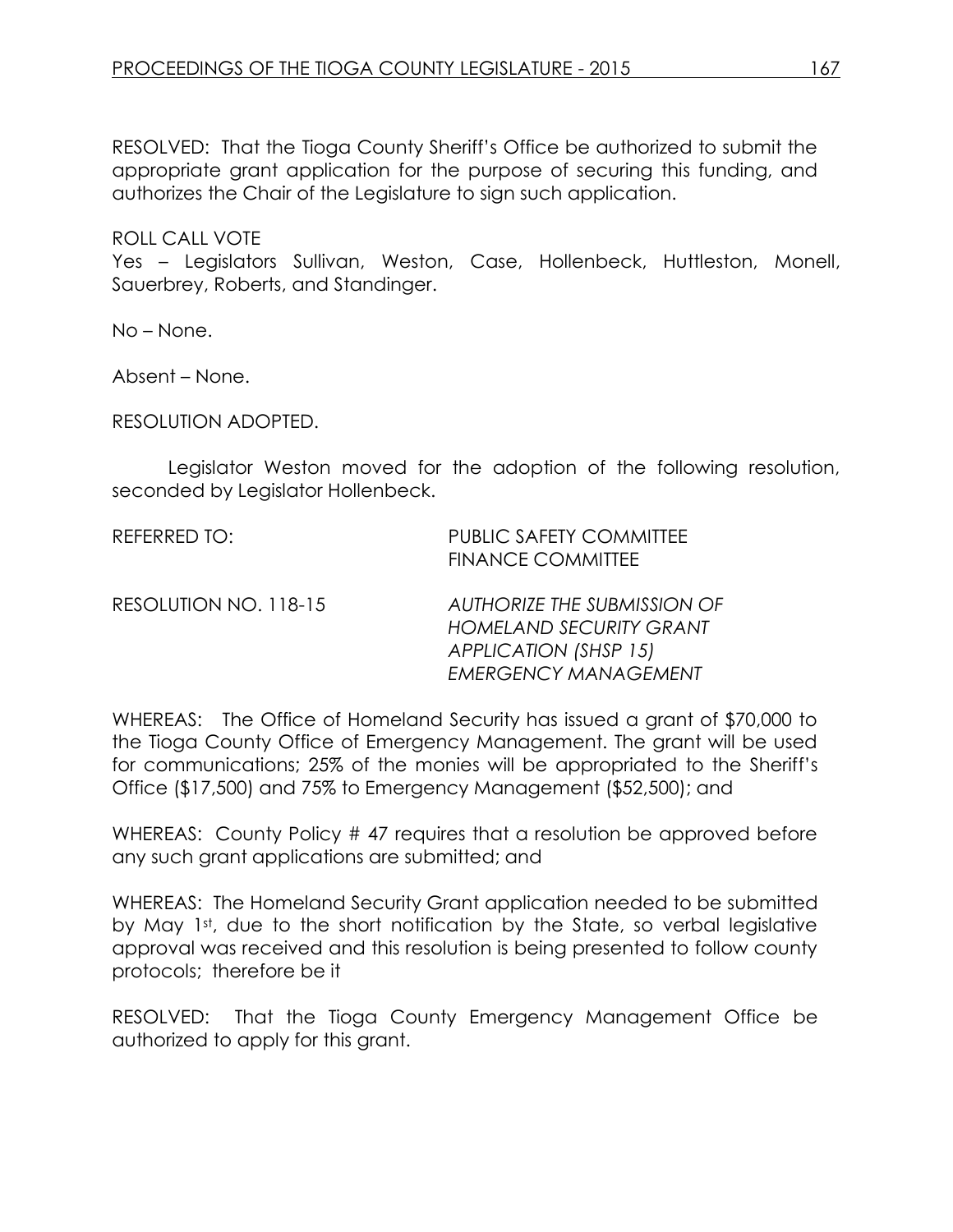RESOLVED: That the Tioga County Sheriff's Office be authorized to submit the appropriate grant application for the purpose of securing this funding, and authorizes the Chair of the Legislature to sign such application.

ROLL CALL VOTE
Yes – Legislators Sullivan, Weston, Case, Hollenbeck, Huttleston, Monell, Sauerbrey, Roberts, and Standinger.

No – None.

Absent – None.

RESOLUTION ADOPTED.

Legislator Weston moved for the adoption of the following resolution, seconded by Legislator Hollenbeck.

REFERRED TO: PUBLIC SAFETY COMMITTEE
FINANCE COMMITTEE

RESOLUTION NO. 118-15 *AUTHORIZE THE SUBMISSION OF HOMELAND SECURITY GRANT APPLICATION (SHSP 15) EMERGENCY MANAGEMENT*

WHEREAS: The Office of Homeland Security has issued a grant of $70,000 to the Tioga County Office of Emergency Management. The grant will be used for communications; 25% of the monies will be appropriated to the Sheriff's Office ($17,500) and 75% to Emergency Management ($52,500); and

WHEREAS: County Policy # 47 requires that a resolution be approved before any such grant applications are submitted; and

WHEREAS: The Homeland Security Grant application needed to be submitted by May 1st, due to the short notification by the State, so verbal legislative approval was received and this resolution is being presented to follow county protocols; therefore be it

RESOLVED: That the Tioga County Emergency Management Office be authorized to apply for this grant.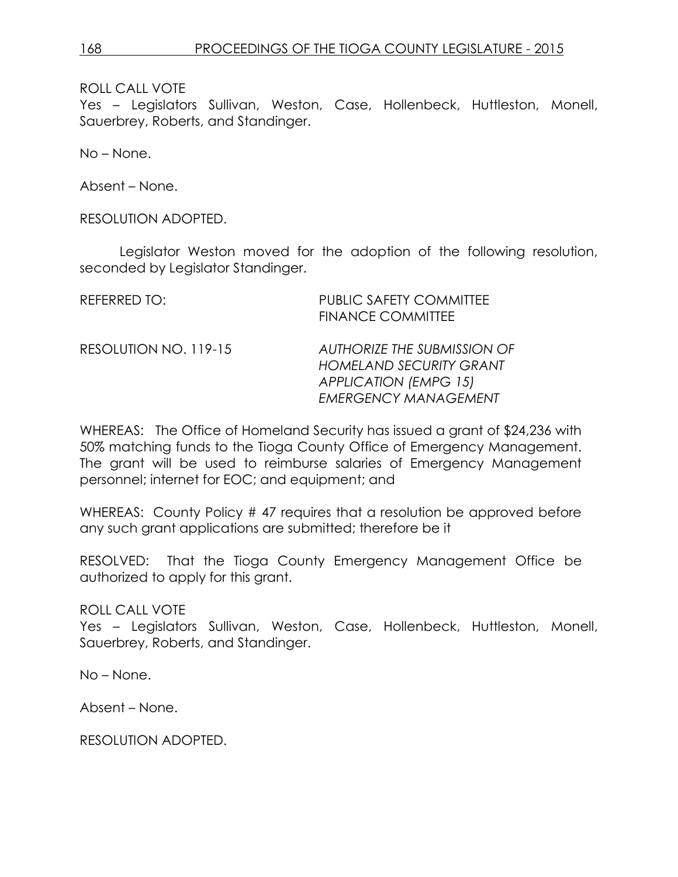ROLL CALL VOTE
Yes – Legislators Sullivan, Weston, Case, Hollenbeck, Huttleston, Monell, Sauerbrey, Roberts, and Standinger.

No – None.

Absent – None.

RESOLUTION ADOPTED.

Legislator Weston moved for the adoption of the following resolution, seconded by Legislator Standinger.

REFERRED TO: PUBLIC SAFETY COMMITTEE
FINANCE COMMITTEE

RESOLUTION NO. 119-15 *AUTHORIZE THE SUBMISSION OF HOMELAND SECURITY GRANT APPLICATION (EMPG 15) EMERGENCY MANAGEMENT*

WHEREAS: The Office of Homeland Security has issued a grant of $24,236 with 50% matching funds to the Tioga County Office of Emergency Management. The grant will be used to reimburse salaries of Emergency Management personnel; internet for EOC; and equipment; and

WHEREAS: County Policy # 47 requires that a resolution be approved before any such grant applications are submitted; therefore be it

RESOLVED: That the Tioga County Emergency Management Office be authorized to apply for this grant.

ROLL CALL VOTE
Yes – Legislators Sullivan, Weston, Case, Hollenbeck, Huttleston, Monell, Sauerbrey, Roberts, and Standinger.

No – None.

Absent – None.

RESOLUTION ADOPTED.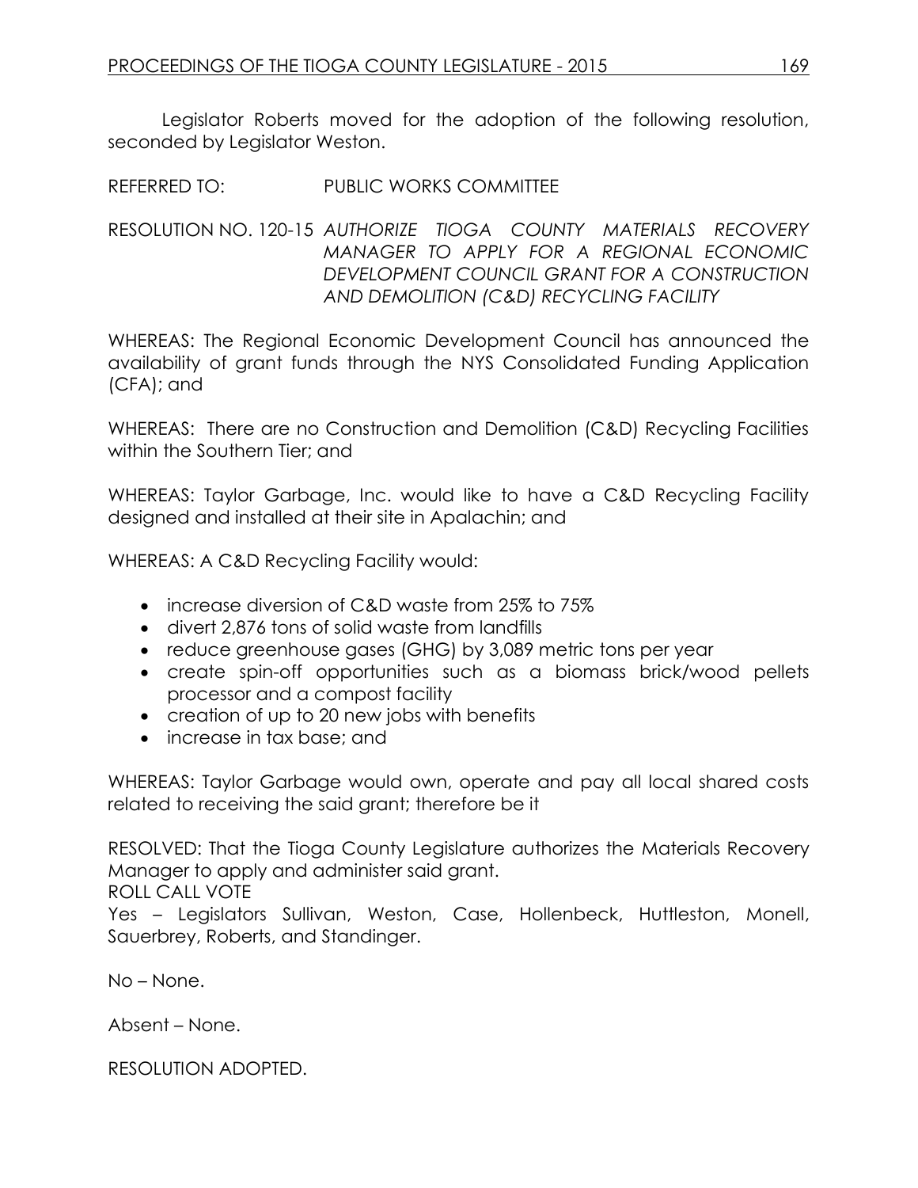Legislator Roberts moved for the adoption of the following resolution, seconded by Legislator Weston.

REFERRED TO: PUBLIC WORKS COMMITTEE

RESOLUTION NO. 120-15 *AUTHORIZE TIOGA COUNTY MATERIALS RECOVERY MANAGER TO APPLY FOR A REGIONAL ECONOMIC DEVELOPMENT COUNCIL GRANT FOR A CONSTRUCTION AND DEMOLITION (C&D) RECYCLING FACILITY*

WHEREAS: The Regional Economic Development Council has announced the availability of grant funds through the NYS Consolidated Funding Application (CFA); and

WHEREAS: There are no Construction and Demolition (C&D) Recycling Facilities within the Southern Tier; and

WHEREAS: Taylor Garbage, Inc. would like to have a C&D Recycling Facility designed and installed at their site in Apalachin; and

WHEREAS: A C&D Recycling Facility would:

- increase diversion of C&D waste from 25% to 75%
- divert 2,876 tons of solid waste from landfills
- reduce greenhouse gases (GHG) by 3,089 metric tons per year
- create spin-off opportunities such as a biomass brick/wood pellets processor and a compost facility
- creation of up to 20 new jobs with benefits
- increase in tax base; and

WHEREAS: Taylor Garbage would own, operate and pay all local shared costs related to receiving the said grant; therefore be it

RESOLVED: That the Tioga County Legislature authorizes the Materials Recovery Manager to apply and administer said grant.

ROLL CALL VOTE

Yes – Legislators Sullivan, Weston, Case, Hollenbeck, Huttleston, Monell, Sauerbrey, Roberts, and Standinger.

No – None.

Absent – None.

RESOLUTION ADOPTED.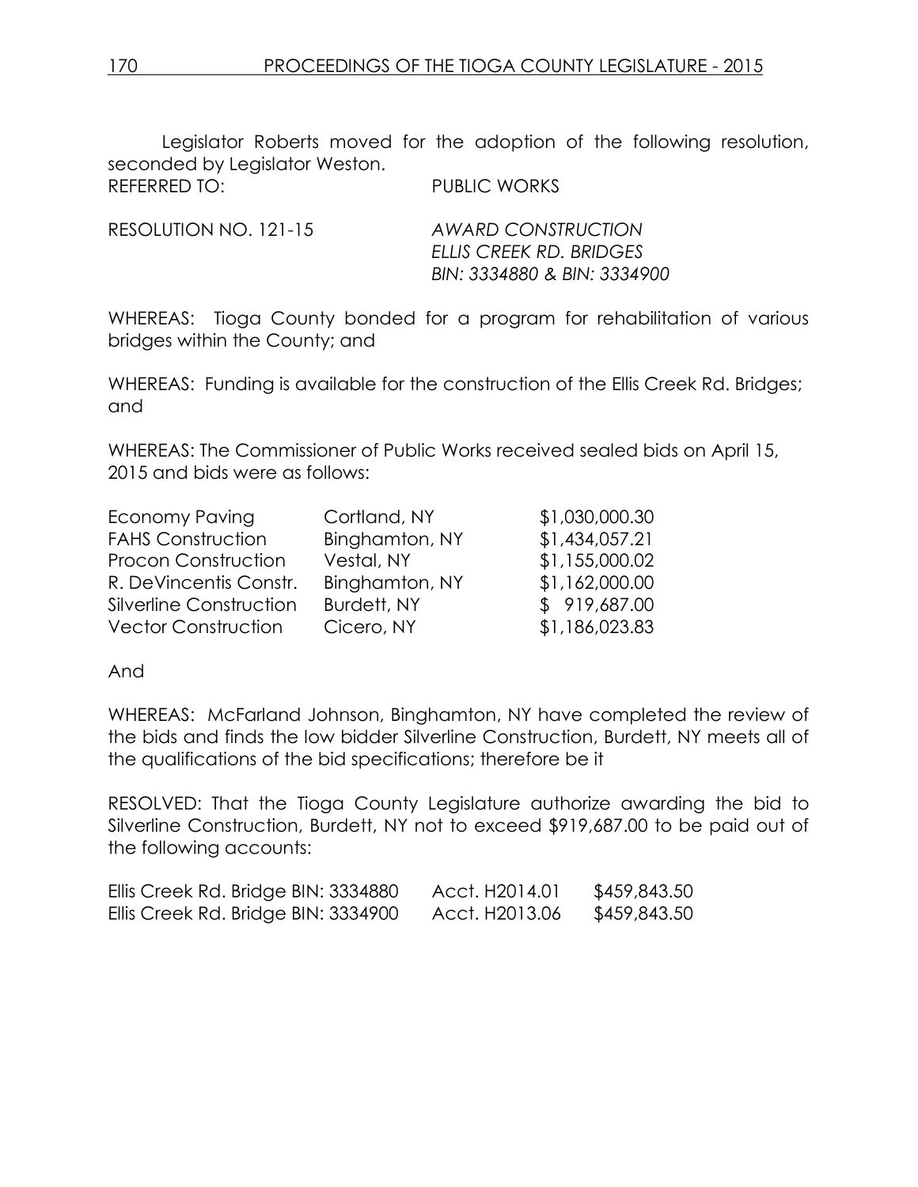Legislator Roberts moved for the adoption of the following resolution, seconded by Legislator Weston.

REFERRED TO: PUBLIC WORKS

RESOLUTION NO. 121-15 *AWARD CONSTRUCTION ELLIS CREEK RD. BRIDGES BIN: 3334880 & BIN: 3334900*

WHEREAS: Tioga County bonded for a program for rehabilitation of various bridges within the County; and

WHEREAS: Funding is available for the construction of the Ellis Creek Rd. Bridges; and

WHEREAS: The Commissioner of Public Works received sealed bids on April 15, 2015 and bids were as follows:

| | | |
|---|---|---|
| Economy Paving | Cortland, NY | $1,030,000.30 |
| FAHS Construction | Binghamton, NY | $1,434,057.21 |
| Procon Construction | Vestal, NY | $1,155,000.02 |
| R. DeVincentis Constr. | Binghamton, NY | $1,162,000.00 |
| Silverline Construction | Burdett, NY | $ 919,687.00 |
| Vector Construction | Cicero, NY | $1,186,023.83 |

And

WHEREAS: McFarland Johnson, Binghamton, NY have completed the review of the bids and finds the low bidder Silverline Construction, Burdett, NY meets all of the qualifications of the bid specifications; therefore be it

RESOLVED: That the Tioga County Legislature authorize awarding the bid to Silverline Construction, Burdett, NY not to exceed $919,687.00 to be paid out of the following accounts:

| | | |
|---|---|---|
| Ellis Creek Rd. Bridge BIN: 3334880 | Acct. H2014.01 | $459,843.50 |
| Ellis Creek Rd. Bridge BIN: 3334900 | Acct. H2013.06 | $459,843.50 |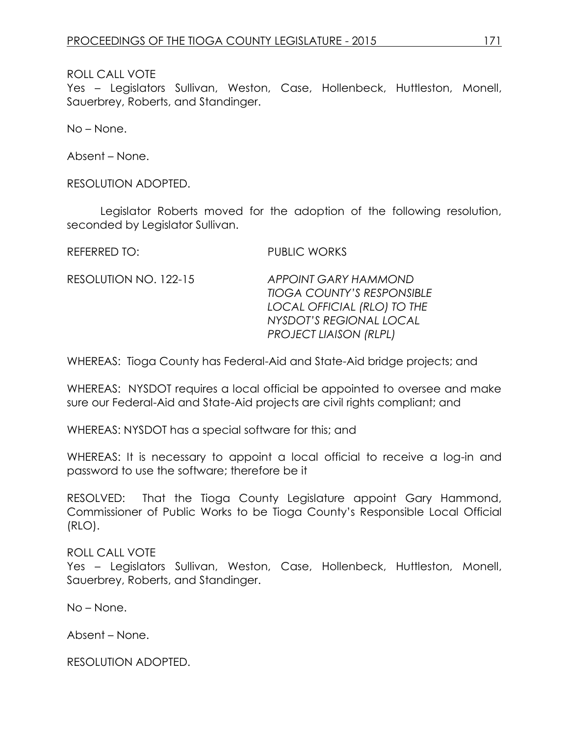ROLL CALL VOTE
Yes – Legislators Sullivan, Weston, Case, Hollenbeck, Huttleston, Monell, Sauerbrey, Roberts, and Standinger.

No – None.

Absent – None.

RESOLUTION ADOPTED.

Legislator Roberts moved for the adoption of the following resolution, seconded by Legislator Sullivan.

REFERRED TO: PUBLIC WORKS

RESOLUTION NO. 122-15 *APPOINT GARY HAMMOND TIOGA COUNTY'S RESPONSIBLE LOCAL OFFICIAL (RLO) TO THE NYSDOT'S REGIONAL LOCAL PROJECT LIAISON (RLPL)*

WHEREAS: Tioga County has Federal-Aid and State-Aid bridge projects; and

WHEREAS: NYSDOT requires a local official be appointed to oversee and make sure our Federal-Aid and State-Aid projects are civil rights compliant; and

WHEREAS: NYSDOT has a special software for this; and

WHEREAS: It is necessary to appoint a local official to receive a log-in and password to use the software; therefore be it

RESOLVED: That the Tioga County Legislature appoint Gary Hammond, Commissioner of Public Works to be Tioga County's Responsible Local Official (RLO).

ROLL CALL VOTE
Yes – Legislators Sullivan, Weston, Case, Hollenbeck, Huttleston, Monell, Sauerbrey, Roberts, and Standinger.

No – None.

Absent – None.

RESOLUTION ADOPTED.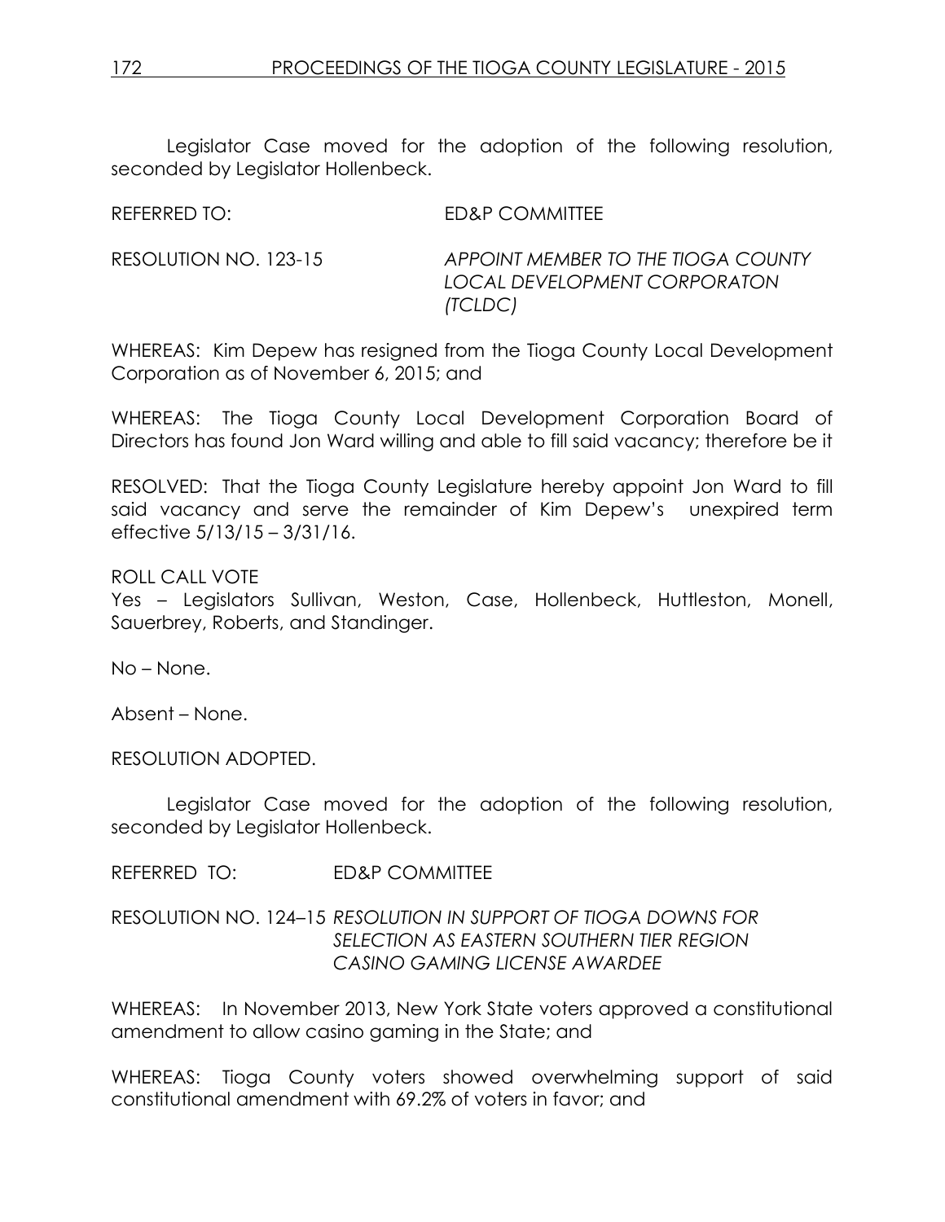Legislator Case moved for the adoption of the following resolution, seconded by Legislator Hollenbeck.

REFERRED TO: ED&P COMMITTEE

RESOLUTION NO. 123-15 *APPOINT MEMBER TO THE TIOGA COUNTY LOCAL DEVELOPMENT CORPORATON (TCLDC)*

WHEREAS: Kim Depew has resigned from the Tioga County Local Development Corporation as of November 6, 2015; and

WHEREAS: The Tioga County Local Development Corporation Board of Directors has found Jon Ward willing and able to fill said vacancy; therefore be it

RESOLVED: That the Tioga County Legislature hereby appoint Jon Ward to fill said vacancy and serve the remainder of Kim Depew's unexpired term effective 5/13/15 – 3/31/16.

ROLL CALL VOTE
Yes – Legislators Sullivan, Weston, Case, Hollenbeck, Huttleston, Monell, Sauerbrey, Roberts, and Standinger.

No – None.

Absent – None.

RESOLUTION ADOPTED.

Legislator Case moved for the adoption of the following resolution, seconded by Legislator Hollenbeck.

REFERRED TO: ED&P COMMITTEE

RESOLUTION NO. 124–15 *RESOLUTION IN SUPPORT OF TIOGA DOWNS FOR SELECTION AS EASTERN SOUTHERN TIER REGION CASINO GAMING LICENSE AWARDEE*

WHEREAS: In November 2013, New York State voters approved a constitutional amendment to allow casino gaming in the State; and

WHEREAS: Tioga County voters showed overwhelming support of said constitutional amendment with 69.2% of voters in favor; and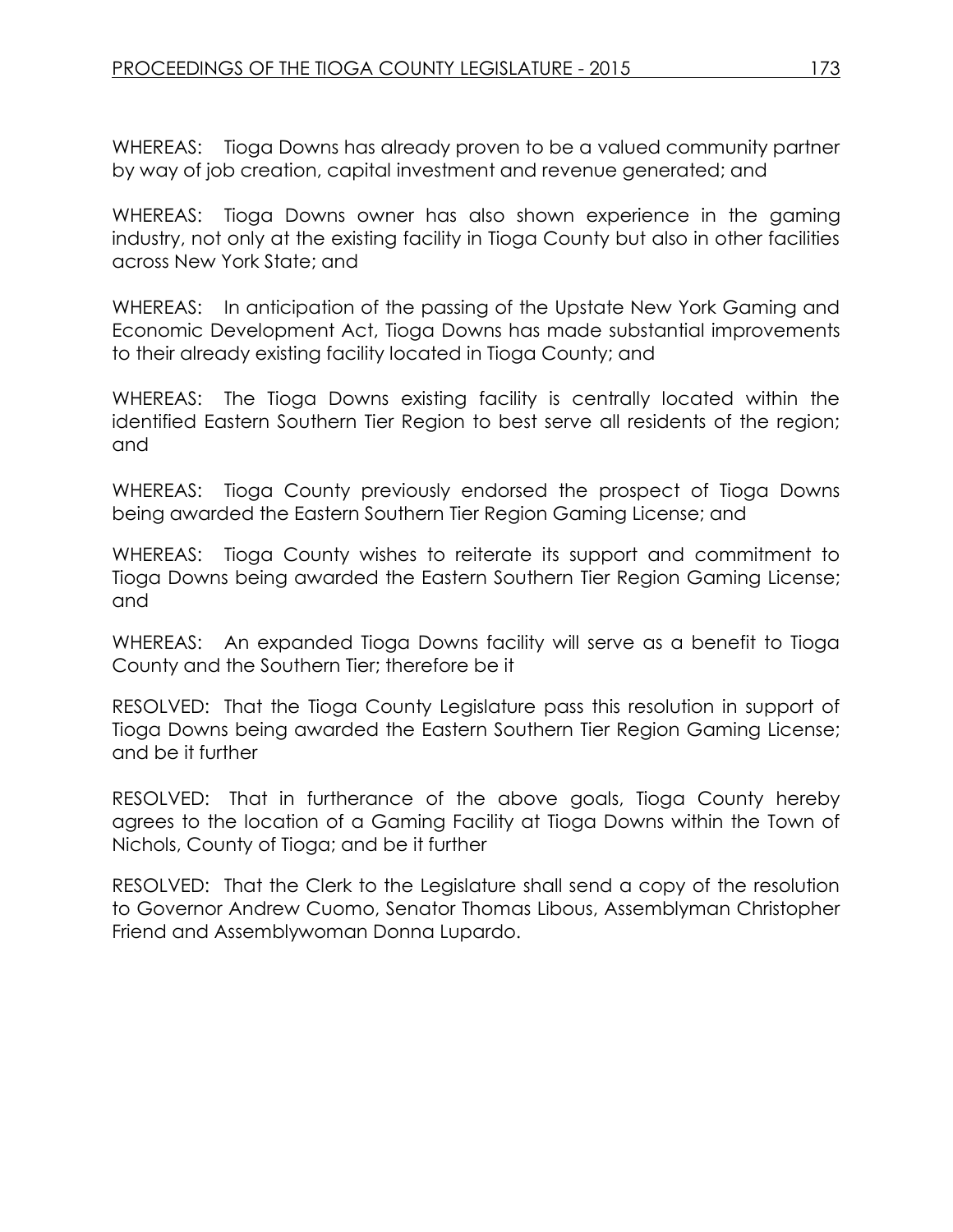WHEREAS: Tioga Downs has already proven to be a valued community partner by way of job creation, capital investment and revenue generated; and

WHEREAS: Tioga Downs owner has also shown experience in the gaming industry, not only at the existing facility in Tioga County but also in other facilities across New York State; and

WHEREAS: In anticipation of the passing of the Upstate New York Gaming and Economic Development Act, Tioga Downs has made substantial improvements to their already existing facility located in Tioga County; and

WHEREAS: The Tioga Downs existing facility is centrally located within the identified Eastern Southern Tier Region to best serve all residents of the region; and

WHEREAS: Tioga County previously endorsed the prospect of Tioga Downs being awarded the Eastern Southern Tier Region Gaming License; and

WHEREAS: Tioga County wishes to reiterate its support and commitment to Tioga Downs being awarded the Eastern Southern Tier Region Gaming License; and

WHEREAS: An expanded Tioga Downs facility will serve as a benefit to Tioga County and the Southern Tier; therefore be it

RESOLVED: That the Tioga County Legislature pass this resolution in support of Tioga Downs being awarded the Eastern Southern Tier Region Gaming License; and be it further

RESOLVED: That in furtherance of the above goals, Tioga County hereby agrees to the location of a Gaming Facility at Tioga Downs within the Town of Nichols, County of Tioga; and be it further

RESOLVED: That the Clerk to the Legislature shall send a copy of the resolution to Governor Andrew Cuomo, Senator Thomas Libous, Assemblyman Christopher Friend and Assemblywoman Donna Lupardo.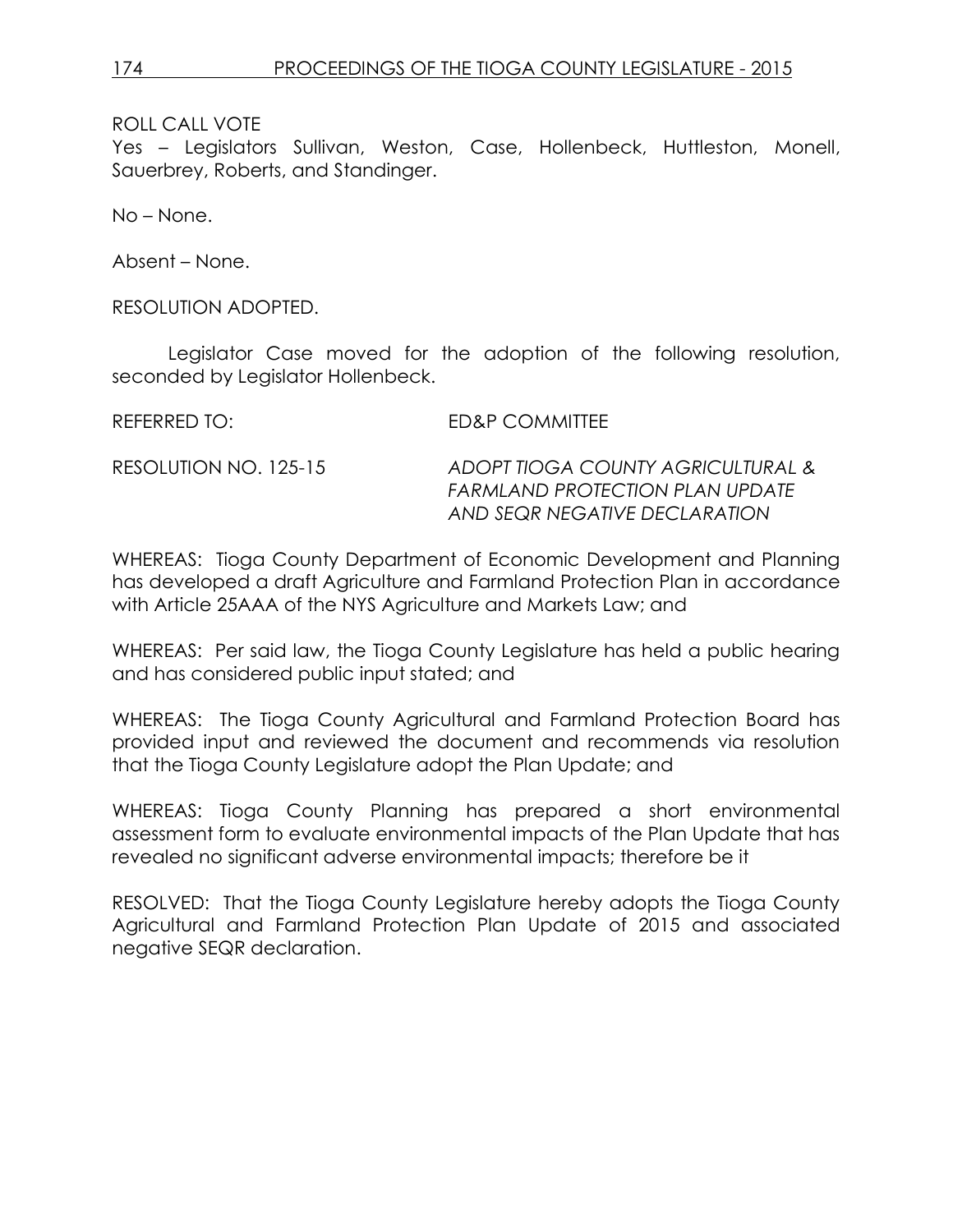ROLL CALL VOTE

Yes – Legislators Sullivan, Weston, Case, Hollenbeck, Huttleston, Monell, Sauerbrey, Roberts, and Standinger.

No – None.

Absent – None.

RESOLUTION ADOPTED.

Legislator Case moved for the adoption of the following resolution, seconded by Legislator Hollenbeck.

REFERRED TO: ED&P COMMITTEE

RESOLUTION NO. 125-15 *ADOPT TIOGA COUNTY AGRICULTURAL & FARMLAND PROTECTION PLAN UPDATE AND SEQR NEGATIVE DECLARATION*

WHEREAS: Tioga County Department of Economic Development and Planning has developed a draft Agriculture and Farmland Protection Plan in accordance with Article 25AAA of the NYS Agriculture and Markets Law; and

WHEREAS: Per said law, the Tioga County Legislature has held a public hearing and has considered public input stated; and

WHEREAS: The Tioga County Agricultural and Farmland Protection Board has provided input and reviewed the document and recommends via resolution that the Tioga County Legislature adopt the Plan Update; and

WHEREAS: Tioga County Planning has prepared a short environmental assessment form to evaluate environmental impacts of the Plan Update that has revealed no significant adverse environmental impacts; therefore be it

RESOLVED: That the Tioga County Legislature hereby adopts the Tioga County Agricultural and Farmland Protection Plan Update of 2015 and associated negative SEQR declaration.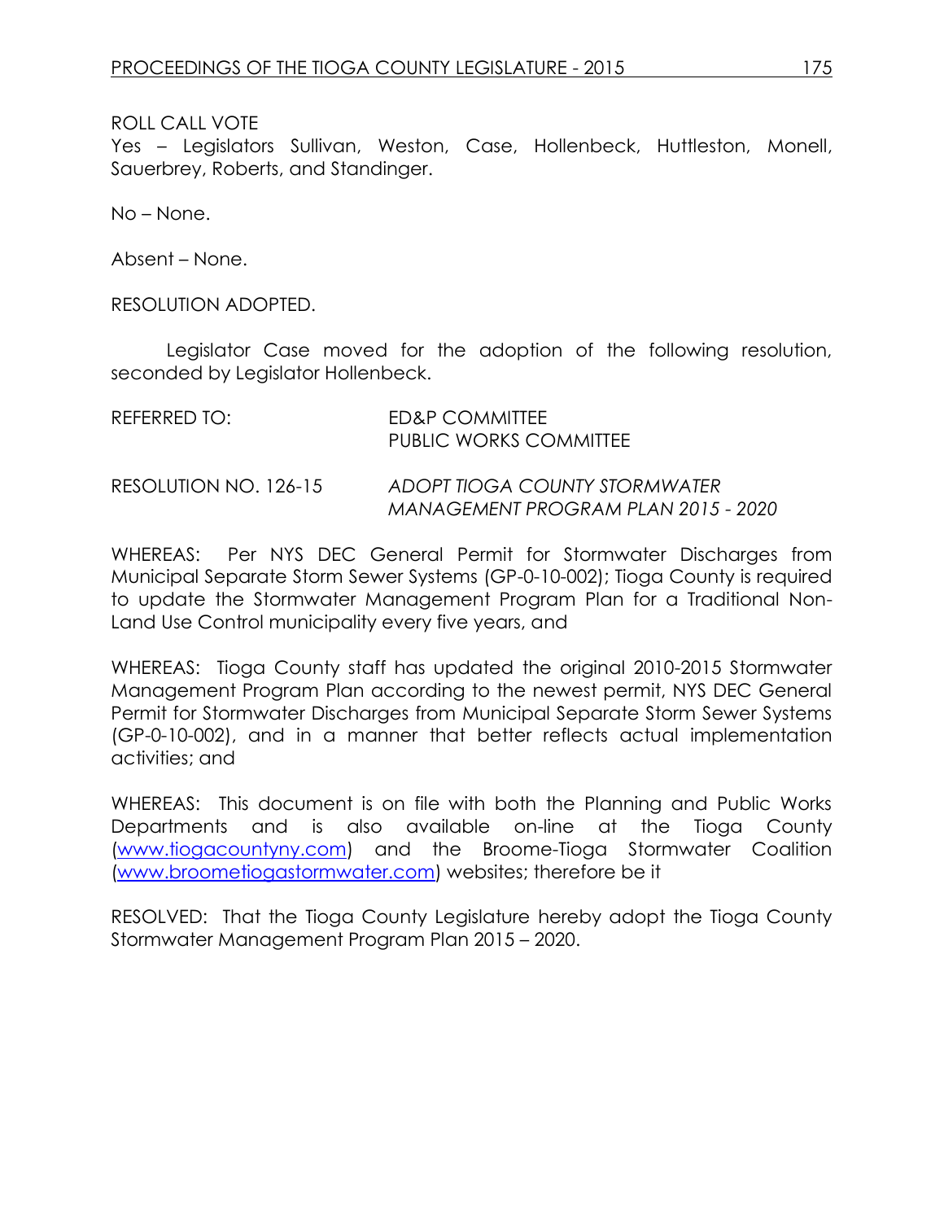ROLL CALL VOTE
Yes – Legislators Sullivan, Weston, Case, Hollenbeck, Huttleston, Monell, Sauerbrey, Roberts, and Standinger.

No – None.

Absent – None.

RESOLUTION ADOPTED.

Legislator Case moved for the adoption of the following resolution, seconded by Legislator Hollenbeck.

REFERRED TO: ED&P COMMITTEE
PUBLIC WORKS COMMITTEE

RESOLUTION NO. 126-15 *ADOPT TIOGA COUNTY STORMWATER MANAGEMENT PROGRAM PLAN 2015 - 2020*

WHEREAS: Per NYS DEC General Permit for Stormwater Discharges from Municipal Separate Storm Sewer Systems (GP-0-10-002); Tioga County is required to update the Stormwater Management Program Plan for a Traditional Non-Land Use Control municipality every five years, and

WHEREAS: Tioga County staff has updated the original 2010-2015 Stormwater Management Program Plan according to the newest permit, NYS DEC General Permit for Stormwater Discharges from Municipal Separate Storm Sewer Systems (GP-0-10-002), and in a manner that better reflects actual implementation activities; and

WHEREAS: This document is on file with both the Planning and Public Works Departments and is also available on-line at the Tioga County (www.tiogacountyny.com) and the Broome-Tioga Stormwater Coalition (www.broometiogastormwater.com) websites; therefore be it

RESOLVED: That the Tioga County Legislature hereby adopt the Tioga County Stormwater Management Program Plan 2015 – 2020.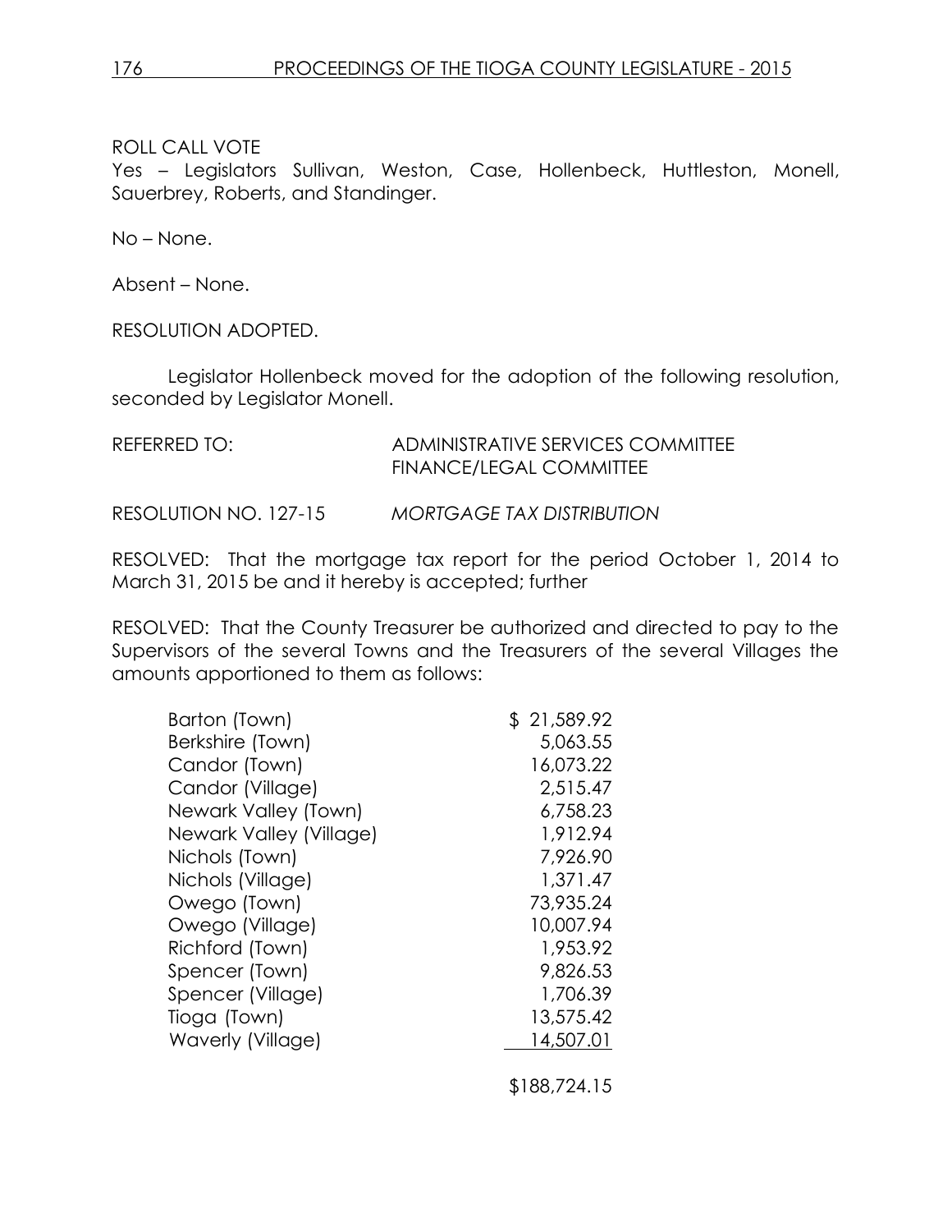ROLL CALL VOTE
Yes – Legislators Sullivan, Weston, Case, Hollenbeck, Huttleston, Monell, Sauerbrey, Roberts, and Standinger.

No – None.

Absent – None.

RESOLUTION ADOPTED.

Legislator Hollenbeck moved for the adoption of the following resolution, seconded by Legislator Monell.

REFERRED TO: ADMINISTRATIVE SERVICES COMMITTEE
FINANCE/LEGAL COMMITTEE

RESOLUTION NO. 127-15 *MORTGAGE TAX DISTRIBUTION*

RESOLVED: That the mortgage tax report for the period October 1, 2014 to March 31, 2015 be and it hereby is accepted; further

RESOLVED: That the County Treasurer be authorized and directed to pay to the Supervisors of the several Towns and the Treasurers of the several Villages the amounts apportioned to them as follows:

| | |
|---|---|
| Barton (Town) | $ 21,589.92 |
| Berkshire (Town) | 5,063.55 |
| Candor (Town) | 16,073.22 |
| Candor (Village) | 2,515.47 |
| Newark Valley (Town) | 6,758.23 |
| Newark Valley (Village) | 1,912.94 |
| Nichols (Town) | 7,926.90 |
| Nichols (Village) | 1,371.47 |
| Owego (Town) | 73,935.24 |
| Owego (Village) | 10,007.94 |
| Richford (Town) | 1,953.92 |
| Spencer (Town) | 9,826.53 |
| Spencer (Village) | 1,706.39 |
| Tioga (Town) | 13,575.42 |
| Waverly (Village) | 14,507.01 |
| | $188,724.15 |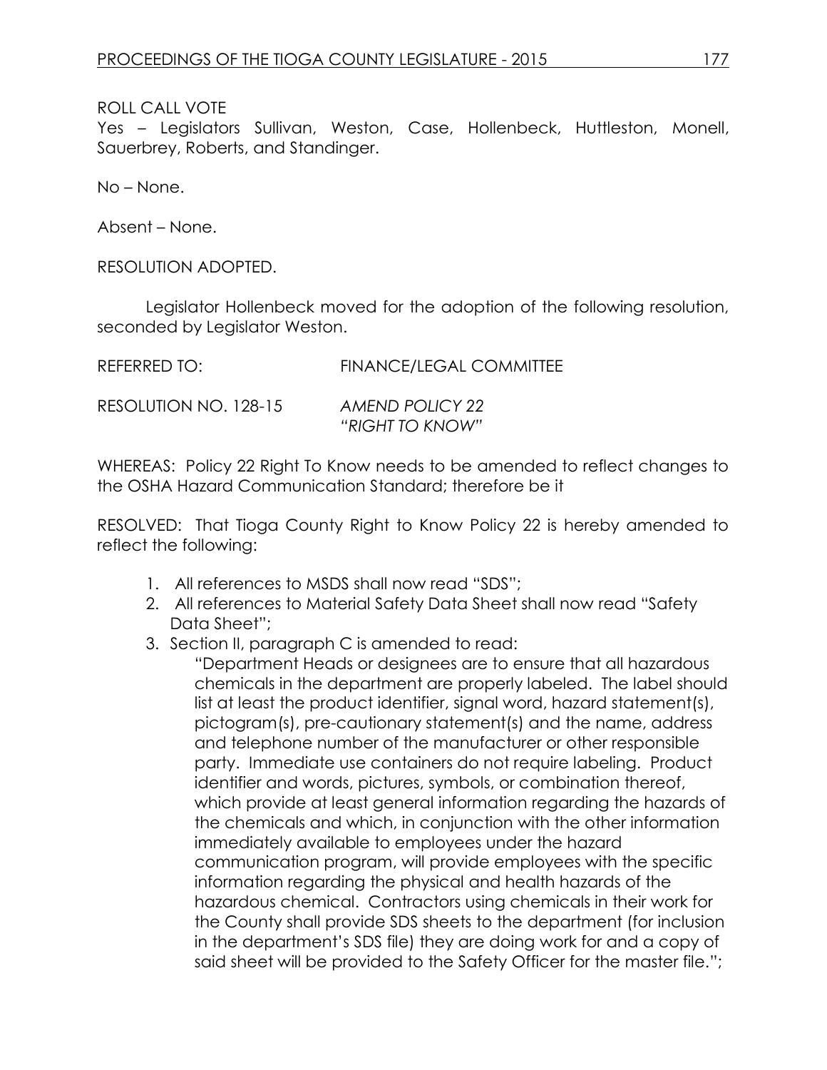ROLL CALL VOTE
Yes – Legislators Sullivan, Weston, Case, Hollenbeck, Huttleston, Monell, Sauerbrey, Roberts, and Standinger.

No – None.

Absent – None.

RESOLUTION ADOPTED.

Legislator Hollenbeck moved for the adoption of the following resolution, seconded by Legislator Weston.

REFERRED TO: FINANCE/LEGAL COMMITTEE

RESOLUTION NO. 128-15 *AMEND POLICY 22 "RIGHT TO KNOW"*

WHEREAS: Policy 22 Right To Know needs to be amended to reflect changes to the OSHA Hazard Communication Standard; therefore be it

RESOLVED: That Tioga County Right to Know Policy 22 is hereby amended to reflect the following:

1. All references to MSDS shall now read "SDS";
2. All references to Material Safety Data Sheet shall now read "Safety Data Sheet";
3. Section II, paragraph C is amended to read:

   "Department Heads or designees are to ensure that all hazardous chemicals in the department are properly labeled. The label should list at least the product identifier, signal word, hazard statement(s), pictogram(s), pre-cautionary statement(s) and the name, address and telephone number of the manufacturer or other responsible party. Immediate use containers do not require labeling. Product identifier and words, pictures, symbols, or combination thereof, which provide at least general information regarding the hazards of the chemicals and which, in conjunction with the other information immediately available to employees under the hazard communication program, will provide employees with the specific information regarding the physical and health hazards of the hazardous chemical. Contractors using chemicals in their work for the County shall provide SDS sheets to the department (for inclusion in the department's SDS file) they are doing work for and a copy of said sheet will be provided to the Safety Officer for the master file.";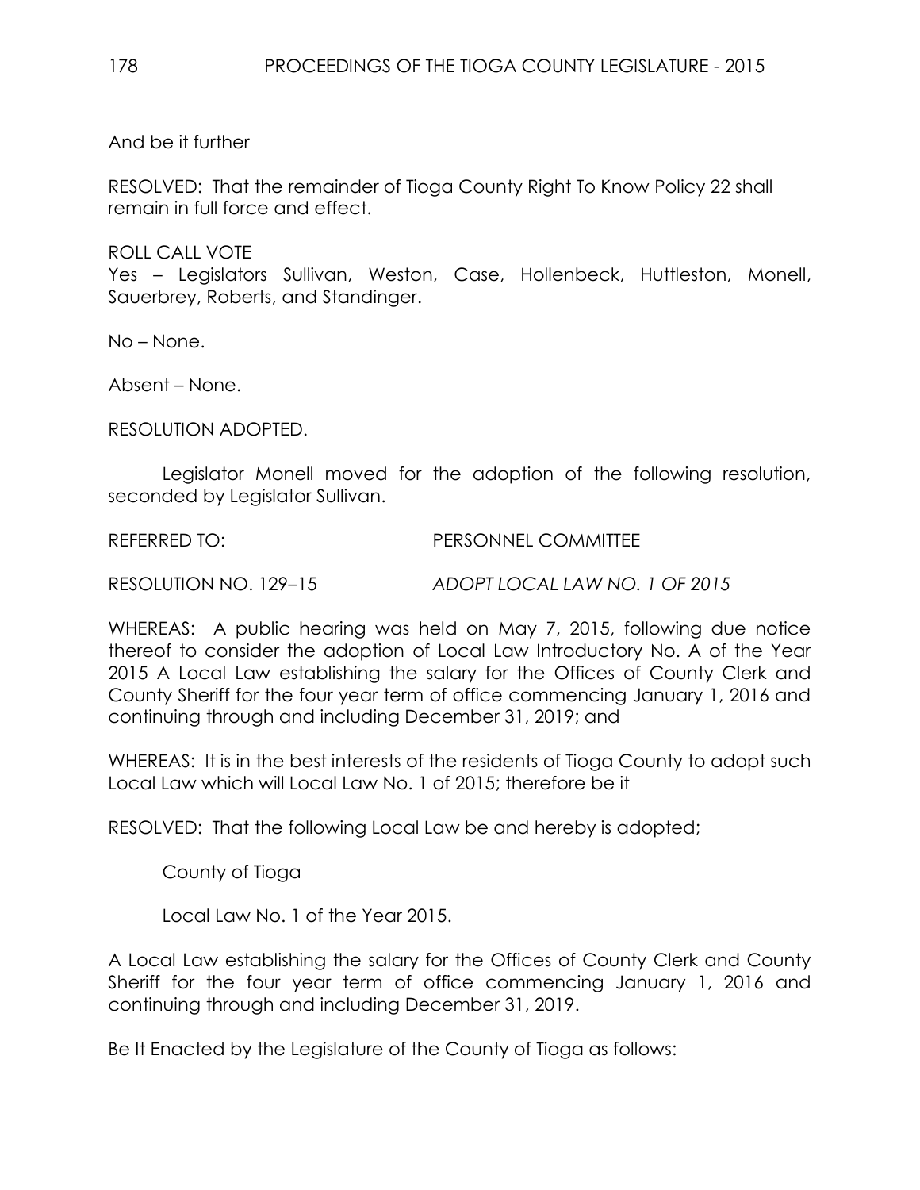And be it further

RESOLVED: That the remainder of Tioga County Right To Know Policy 22 shall remain in full force and effect.

ROLL CALL VOTE
Yes – Legislators Sullivan, Weston, Case, Hollenbeck, Huttleston, Monell, Sauerbrey, Roberts, and Standinger.

No – None.

Absent – None.

RESOLUTION ADOPTED.

Legislator Monell moved for the adoption of the following resolution, seconded by Legislator Sullivan.

REFERRED TO: PERSONNEL COMMITTEE

RESOLUTION NO. 129–15 *ADOPT LOCAL LAW NO. 1 OF 2015*

WHEREAS: A public hearing was held on May 7, 2015, following due notice thereof to consider the adoption of Local Law Introductory No. A of the Year 2015 A Local Law establishing the salary for the Offices of County Clerk and County Sheriff for the four year term of office commencing January 1, 2016 and continuing through and including December 31, 2019; and

WHEREAS: It is in the best interests of the residents of Tioga County to adopt such Local Law which will Local Law No. 1 of 2015; therefore be it

RESOLVED: That the following Local Law be and hereby is adopted;

County of Tioga

Local Law No. 1 of the Year 2015.

A Local Law establishing the salary for the Offices of County Clerk and County Sheriff for the four year term of office commencing January 1, 2016 and continuing through and including December 31, 2019.

Be It Enacted by the Legislature of the County of Tioga as follows: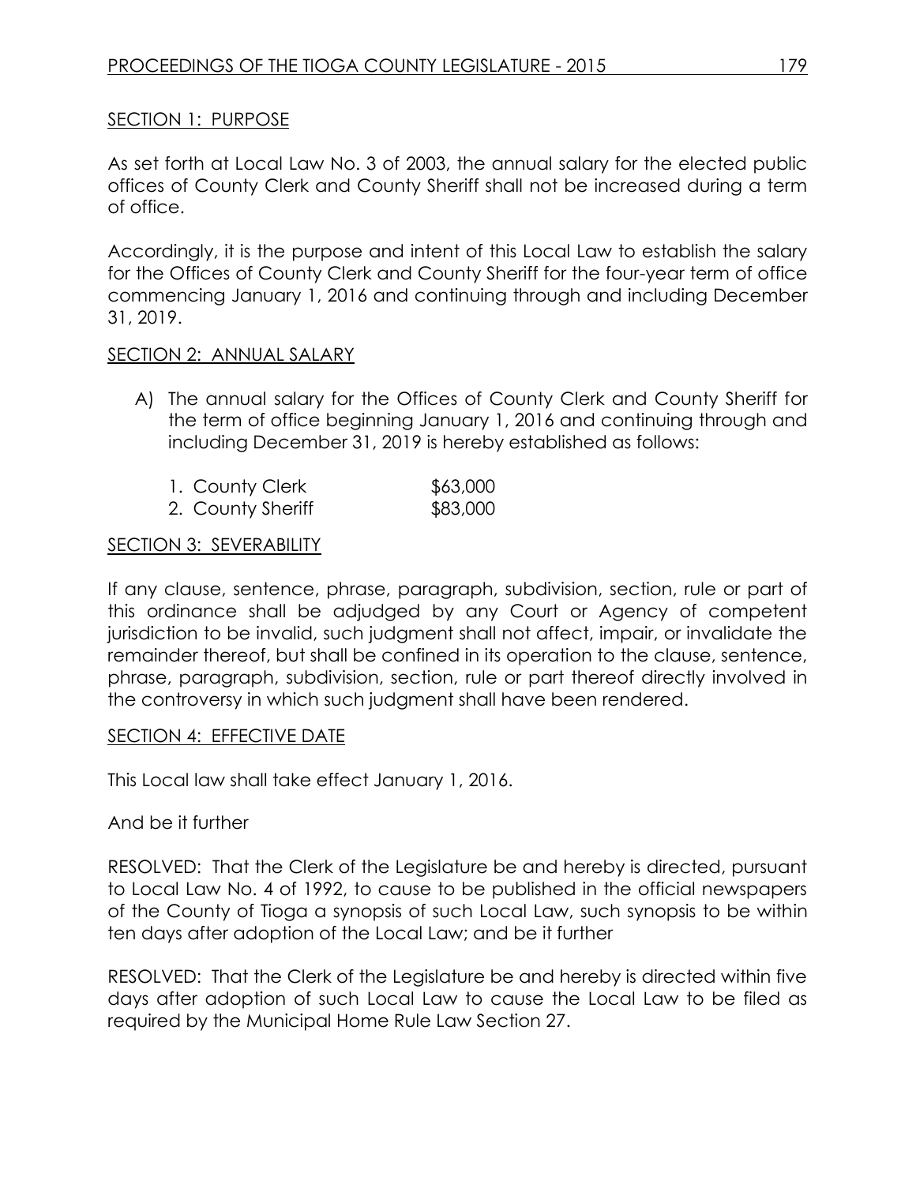SECTION 1: PURPOSE

As set forth at Local Law No. 3 of 2003, the annual salary for the elected public offices of County Clerk and County Sheriff shall not be increased during a term of office.

Accordingly, it is the purpose and intent of this Local Law to establish the salary for the Offices of County Clerk and County Sheriff for the four-year term of office commencing January 1, 2016 and continuing through and including December 31, 2019.

SECTION 2: ANNUAL SALARY

A) The annual salary for the Offices of County Clerk and County Sheriff for the term of office beginning January 1, 2016 and continuing through and including December 31, 2019 is hereby established as follows:

| | |
|---|---|
| 1. County Clerk | $63,000 |
| 2. County Sheriff | $83,000 |

SECTION 3: SEVERABILITY

If any clause, sentence, phrase, paragraph, subdivision, section, rule or part of this ordinance shall be adjudged by any Court or Agency of competent jurisdiction to be invalid, such judgment shall not affect, impair, or invalidate the remainder thereof, but shall be confined in its operation to the clause, sentence, phrase, paragraph, subdivision, section, rule or part thereof directly involved in the controversy in which such judgment shall have been rendered.

SECTION 4: EFFECTIVE DATE

This Local law shall take effect January 1, 2016.

And be it further

RESOLVED: That the Clerk of the Legislature be and hereby is directed, pursuant to Local Law No. 4 of 1992, to cause to be published in the official newspapers of the County of Tioga a synopsis of such Local Law, such synopsis to be within ten days after adoption of the Local Law; and be it further

RESOLVED: That the Clerk of the Legislature be and hereby is directed within five days after adoption of such Local Law to cause the Local Law to be filed as required by the Municipal Home Rule Law Section 27.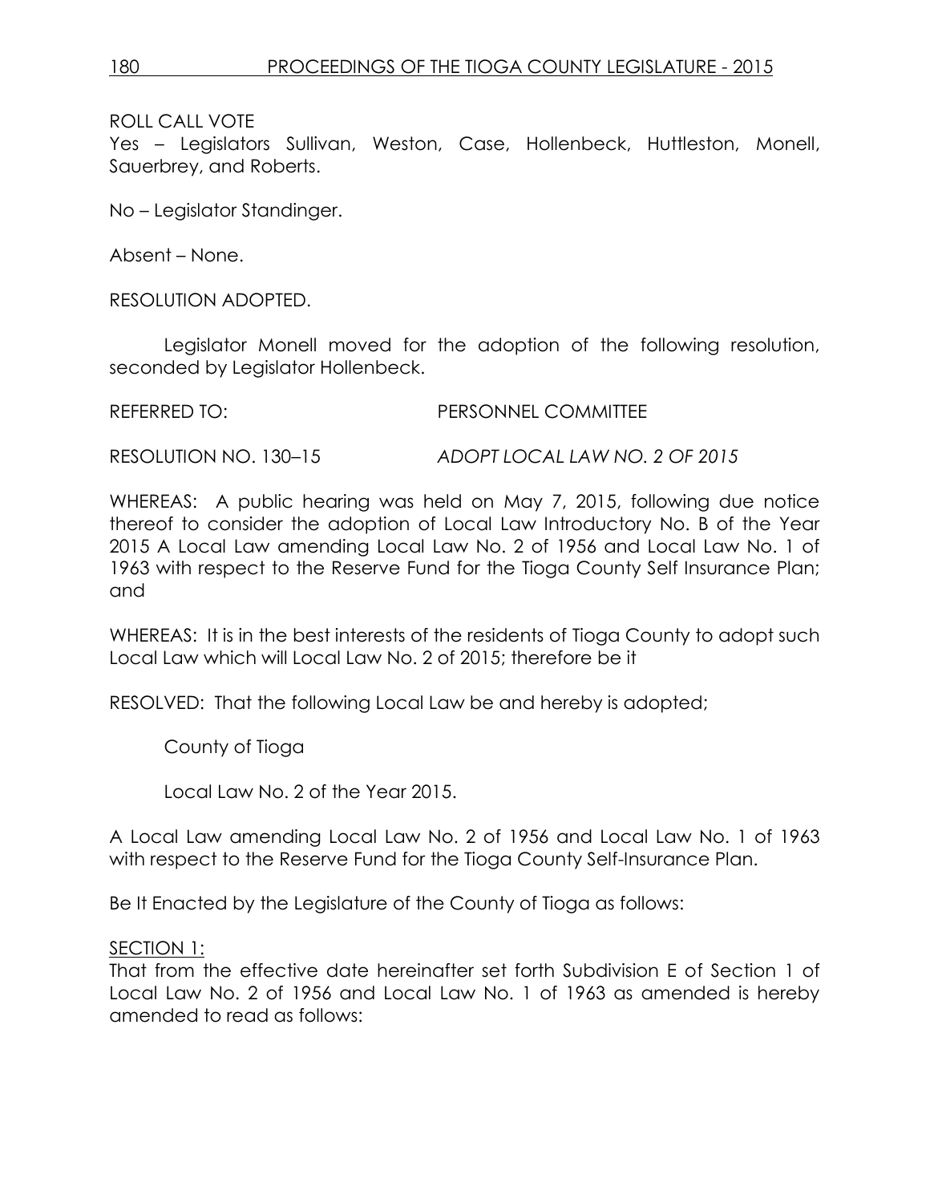ROLL CALL VOTE
Yes – Legislators Sullivan, Weston, Case, Hollenbeck, Huttleston, Monell, Sauerbrey, and Roberts.

No – Legislator Standinger.

Absent – None.

RESOLUTION ADOPTED.

Legislator Monell moved for the adoption of the following resolution, seconded by Legislator Hollenbeck.

REFERRED TO: PERSONNEL COMMITTEE

RESOLUTION NO. 130–15 *ADOPT LOCAL LAW NO. 2 OF 2015*

WHEREAS: A public hearing was held on May 7, 2015, following due notice thereof to consider the adoption of Local Law Introductory No. B of the Year 2015 A Local Law amending Local Law No. 2 of 1956 and Local Law No. 1 of 1963 with respect to the Reserve Fund for the Tioga County Self Insurance Plan; and

WHEREAS: It is in the best interests of the residents of Tioga County to adopt such Local Law which will Local Law No. 2 of 2015; therefore be it

RESOLVED: That the following Local Law be and hereby is adopted;

County of Tioga

Local Law No. 2 of the Year 2015.

A Local Law amending Local Law No. 2 of 1956 and Local Law No. 1 of 1963 with respect to the Reserve Fund for the Tioga County Self-Insurance Plan.

Be It Enacted by the Legislature of the County of Tioga as follows:

SECTION 1:
That from the effective date hereinafter set forth Subdivision E of Section 1 of Local Law No. 2 of 1956 and Local Law No. 1 of 1963 as amended is hereby amended to read as follows: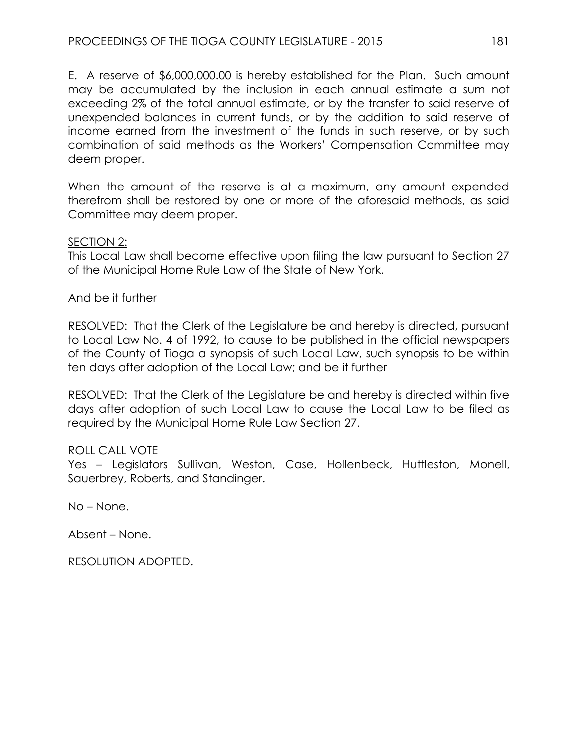E. A reserve of $6,000,000.00 is hereby established for the Plan. Such amount may be accumulated by the inclusion in each annual estimate a sum not exceeding 2% of the total annual estimate, or by the transfer to said reserve of unexpended balances in current funds, or by the addition to said reserve of income earned from the investment of the funds in such reserve, or by such combination of said methods as the Workers' Compensation Committee may deem proper.

When the amount of the reserve is at a maximum, any amount expended therefrom shall be restored by one or more of the aforesaid methods, as said Committee may deem proper.

SECTION 2:
This Local Law shall become effective upon filing the law pursuant to Section 27 of the Municipal Home Rule Law of the State of New York.

And be it further

RESOLVED: That the Clerk of the Legislature be and hereby is directed, pursuant to Local Law No. 4 of 1992, to cause to be published in the official newspapers of the County of Tioga a synopsis of such Local Law, such synopsis to be within ten days after adoption of the Local Law; and be it further

RESOLVED: That the Clerk of the Legislature be and hereby is directed within five days after adoption of such Local Law to cause the Local Law to be filed as required by the Municipal Home Rule Law Section 27.

ROLL CALL VOTE
Yes – Legislators Sullivan, Weston, Case, Hollenbeck, Huttleston, Monell, Sauerbrey, Roberts, and Standinger.

No – None.

Absent – None.

RESOLUTION ADOPTED.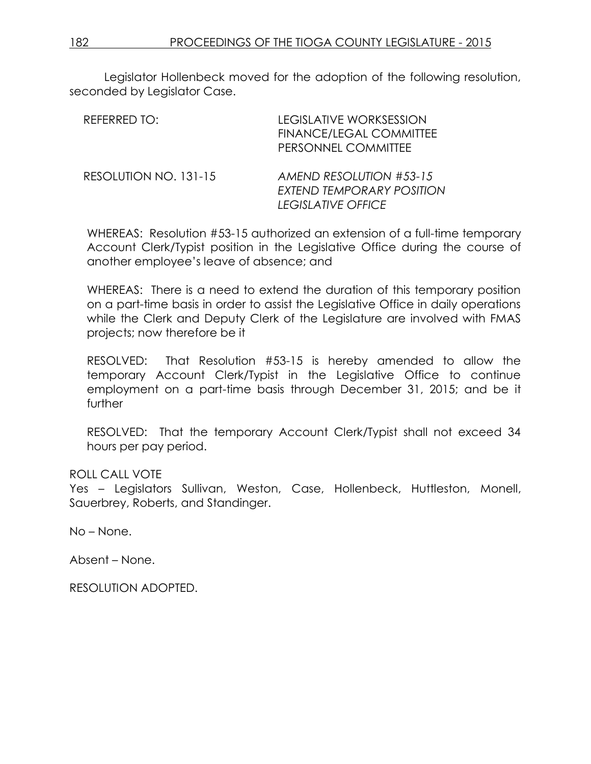Legislator Hollenbeck moved for the adoption of the following resolution, seconded by Legislator Case.

REFERRED TO: LEGISLATIVE WORKSESSION
FINANCE/LEGAL COMMITTEE
PERSONNEL COMMITTEE

RESOLUTION NO. 131-15 *AMEND RESOLUTION #53-15*
*EXTEND TEMPORARY POSITION*
*LEGISLATIVE OFFICE*

WHEREAS: Resolution #53-15 authorized an extension of a full-time temporary Account Clerk/Typist position in the Legislative Office during the course of another employee's leave of absence; and

WHEREAS: There is a need to extend the duration of this temporary position on a part-time basis in order to assist the Legislative Office in daily operations while the Clerk and Deputy Clerk of the Legislature are involved with FMAS projects; now therefore be it

RESOLVED: That Resolution #53-15 is hereby amended to allow the temporary Account Clerk/Typist in the Legislative Office to continue employment on a part-time basis through December 31, 2015; and be it further

RESOLVED: That the temporary Account Clerk/Typist shall not exceed 34 hours per pay period.

ROLL CALL VOTE
Yes – Legislators Sullivan, Weston, Case, Hollenbeck, Huttleston, Monell, Sauerbrey, Roberts, and Standinger.

No – None.

Absent – None.

RESOLUTION ADOPTED.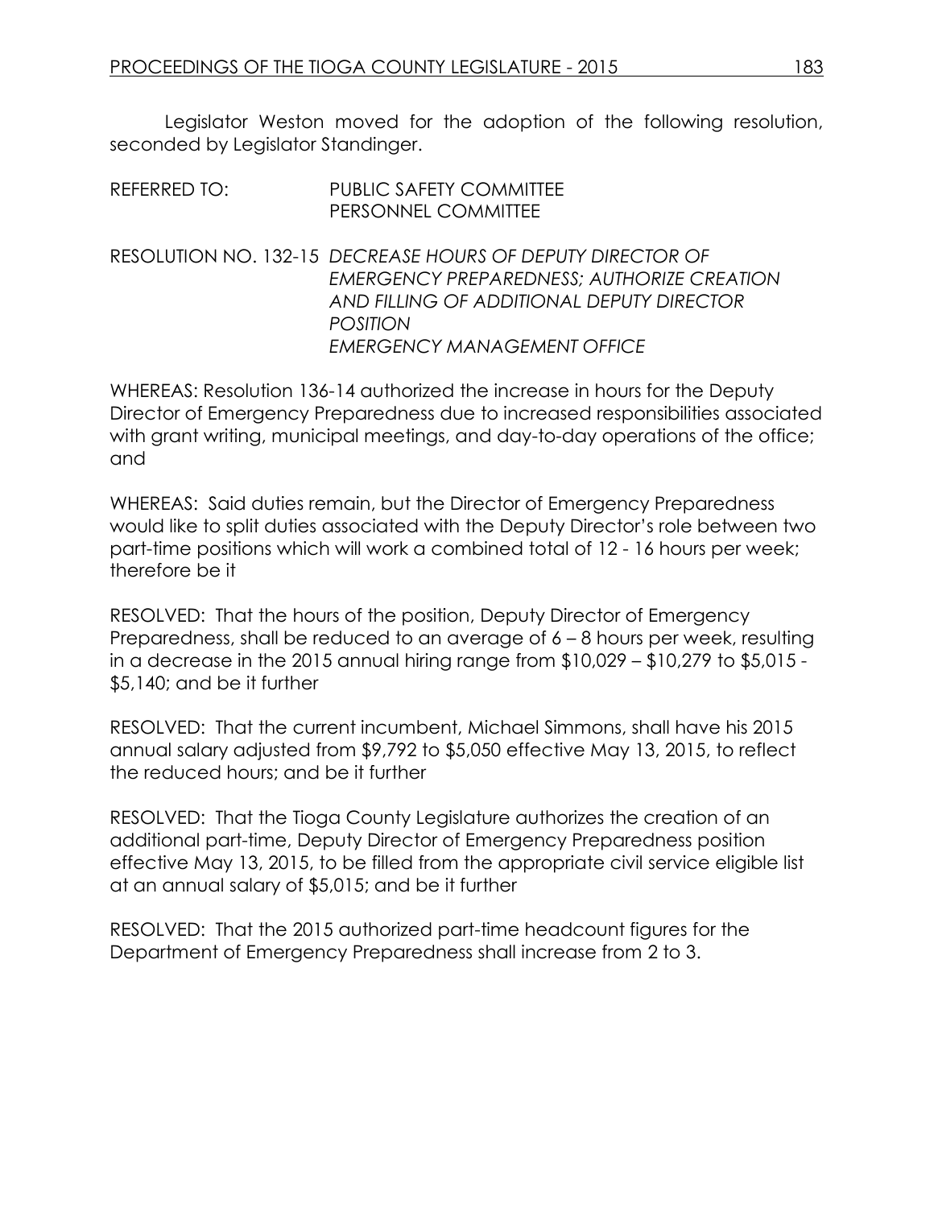Legislator Weston moved for the adoption of the following resolution, seconded by Legislator Standinger.

REFERRED TO: PUBLIC SAFETY COMMITTEE
PERSONNEL COMMITTEE

RESOLUTION NO. 132-15 *DECREASE HOURS OF DEPUTY DIRECTOR OF EMERGENCY PREPAREDNESS; AUTHORIZE CREATION AND FILLING OF ADDITIONAL DEPUTY DIRECTOR POSITION*
*EMERGENCY MANAGEMENT OFFICE*

WHEREAS: Resolution 136-14 authorized the increase in hours for the Deputy Director of Emergency Preparedness due to increased responsibilities associated with grant writing, municipal meetings, and day-to-day operations of the office; and

WHEREAS: Said duties remain, but the Director of Emergency Preparedness would like to split duties associated with the Deputy Director's role between two part-time positions which will work a combined total of 12 - 16 hours per week; therefore be it

RESOLVED: That the hours of the position, Deputy Director of Emergency Preparedness, shall be reduced to an average of 6 – 8 hours per week, resulting in a decrease in the 2015 annual hiring range from $10,029 – $10,279 to $5,015 - $5,140; and be it further

RESOLVED: That the current incumbent, Michael Simmons, shall have his 2015 annual salary adjusted from $9,792 to $5,050 effective May 13, 2015, to reflect the reduced hours; and be it further

RESOLVED: That the Tioga County Legislature authorizes the creation of an additional part-time, Deputy Director of Emergency Preparedness position effective May 13, 2015, to be filled from the appropriate civil service eligible list at an annual salary of $5,015; and be it further

RESOLVED: That the 2015 authorized part-time headcount figures for the Department of Emergency Preparedness shall increase from 2 to 3.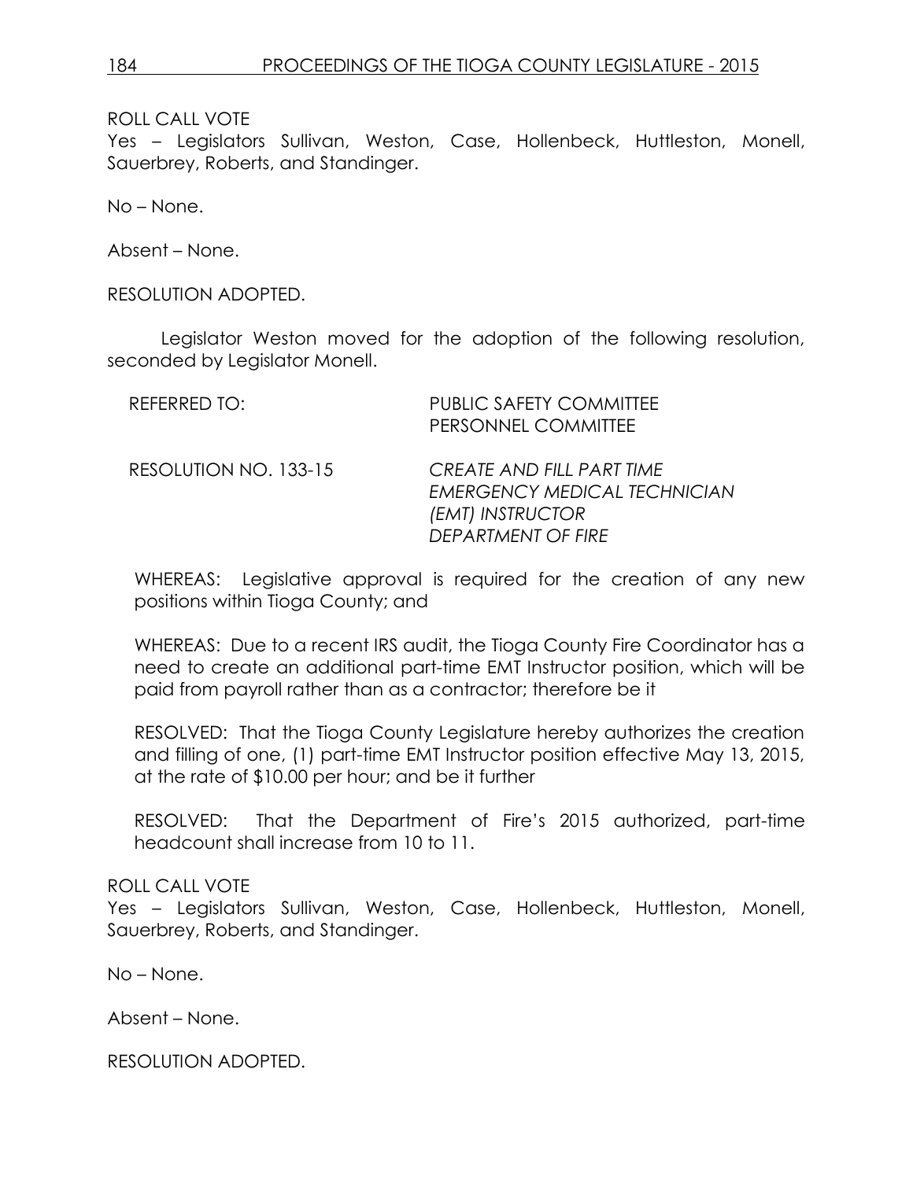ROLL CALL VOTE
Yes – Legislators Sullivan, Weston, Case, Hollenbeck, Huttleston, Monell, Sauerbrey, Roberts, and Standinger.

No – None.

Absent – None.

RESOLUTION ADOPTED.

Legislator Weston moved for the adoption of the following resolution, seconded by Legislator Monell.

REFERRED TO: PUBLIC SAFETY COMMITTEE
PERSONNEL COMMITTEE

RESOLUTION NO. 133-15 *CREATE AND FILL PART TIME EMERGENCY MEDICAL TECHNICIAN (EMT) INSTRUCTOR DEPARTMENT OF FIRE*

WHEREAS: Legislative approval is required for the creation of any new positions within Tioga County; and

WHEREAS: Due to a recent IRS audit, the Tioga County Fire Coordinator has a need to create an additional part-time EMT Instructor position, which will be paid from payroll rather than as a contractor; therefore be it

RESOLVED: That the Tioga County Legislature hereby authorizes the creation and filling of one, (1) part-time EMT Instructor position effective May 13, 2015, at the rate of $10.00 per hour; and be it further

RESOLVED: That the Department of Fire's 2015 authorized, part-time headcount shall increase from 10 to 11.

ROLL CALL VOTE
Yes – Legislators Sullivan, Weston, Case, Hollenbeck, Huttleston, Monell, Sauerbrey, Roberts, and Standinger.

No – None.

Absent – None.

RESOLUTION ADOPTED.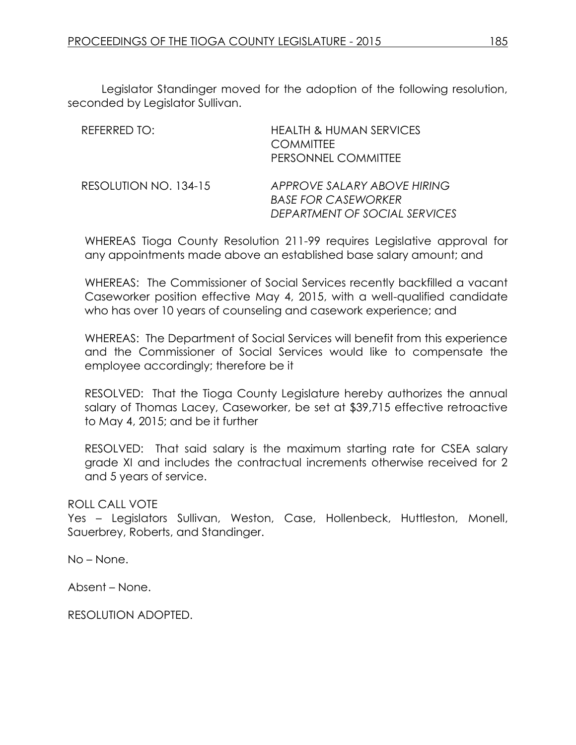Legislator Standinger moved for the adoption of the following resolution, seconded by Legislator Sullivan.

REFERRED TO: HEALTH & HUMAN SERVICES COMMITTEE
PERSONNEL COMMITTEE

RESOLUTION NO. 134-15 *APPROVE SALARY ABOVE HIRING BASE FOR CASEWORKER DEPARTMENT OF SOCIAL SERVICES*

WHEREAS Tioga County Resolution 211-99 requires Legislative approval for any appointments made above an established base salary amount; and

WHEREAS: The Commissioner of Social Services recently backfilled a vacant Caseworker position effective May 4, 2015, with a well-qualified candidate who has over 10 years of counseling and casework experience; and

WHEREAS: The Department of Social Services will benefit from this experience and the Commissioner of Social Services would like to compensate the employee accordingly; therefore be it

RESOLVED: That the Tioga County Legislature hereby authorizes the annual salary of Thomas Lacey, Caseworker, be set at $39,715 effective retroactive to May 4, 2015; and be it further

RESOLVED: That said salary is the maximum starting rate for CSEA salary grade XI and includes the contractual increments otherwise received for 2 and 5 years of service.

ROLL CALL VOTE
Yes – Legislators Sullivan, Weston, Case, Hollenbeck, Huttleston, Monell, Sauerbrey, Roberts, and Standinger.

No – None.

Absent – None.

RESOLUTION ADOPTED.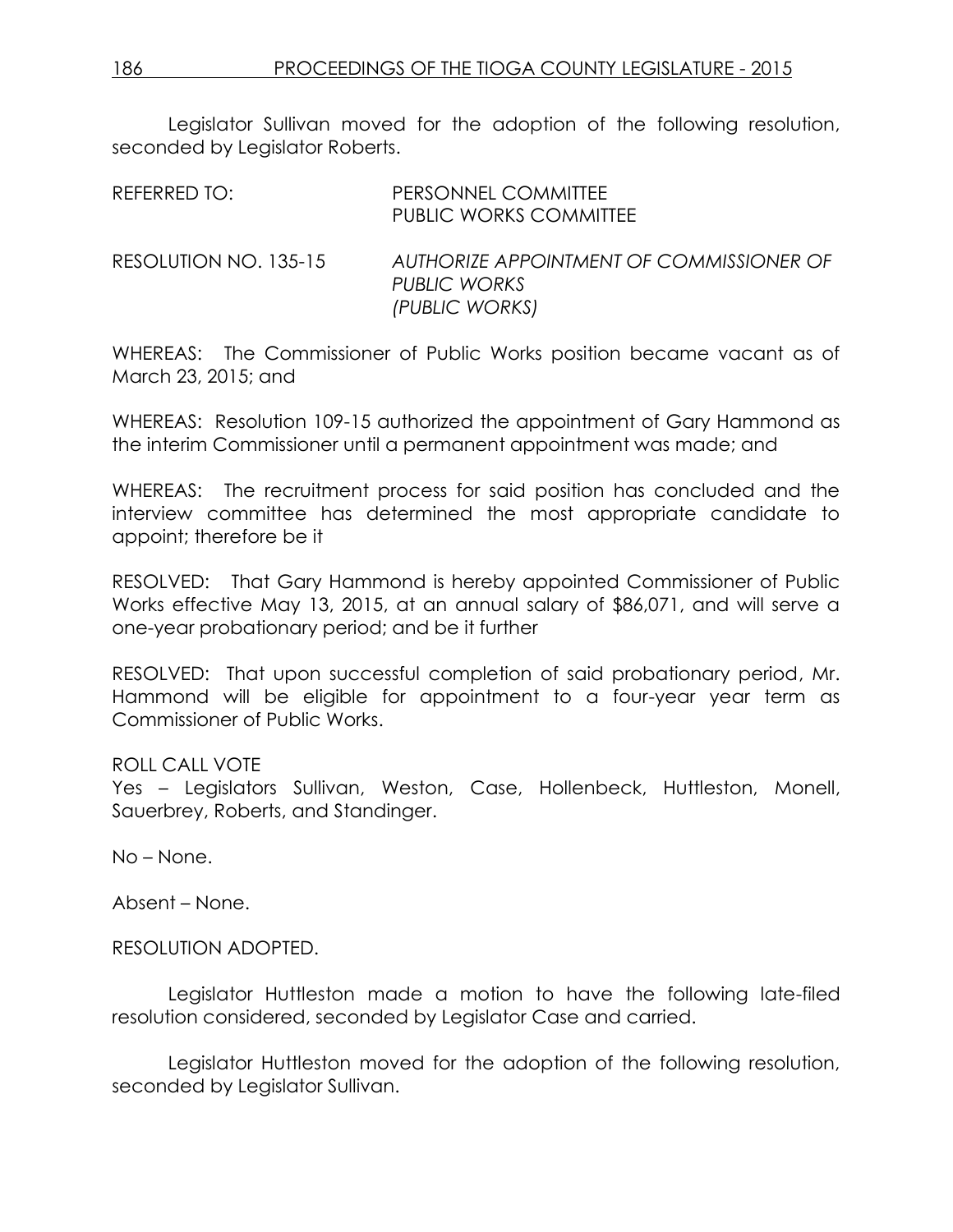Legislator Sullivan moved for the adoption of the following resolution, seconded by Legislator Roberts.

REFERRED TO: PERSONNEL COMMITTEE
PUBLIC WORKS COMMITTEE

RESOLUTION NO. 135-15 *AUTHORIZE APPOINTMENT OF COMMISSIONER OF PUBLIC WORKS (PUBLIC WORKS)*

WHEREAS: The Commissioner of Public Works position became vacant as of March 23, 2015; and

WHEREAS: Resolution 109-15 authorized the appointment of Gary Hammond as the interim Commissioner until a permanent appointment was made; and

WHEREAS: The recruitment process for said position has concluded and the interview committee has determined the most appropriate candidate to appoint; therefore be it

RESOLVED: That Gary Hammond is hereby appointed Commissioner of Public Works effective May 13, 2015, at an annual salary of $86,071, and will serve a one-year probationary period; and be it further

RESOLVED: That upon successful completion of said probationary period, Mr. Hammond will be eligible for appointment to a four-year year term as Commissioner of Public Works.

ROLL CALL VOTE
Yes – Legislators Sullivan, Weston, Case, Hollenbeck, Huttleston, Monell, Sauerbrey, Roberts, and Standinger.

No – None.

Absent – None.

RESOLUTION ADOPTED.

Legislator Huttleston made a motion to have the following late-filed resolution considered, seconded by Legislator Case and carried.

Legislator Huttleston moved for the adoption of the following resolution, seconded by Legislator Sullivan.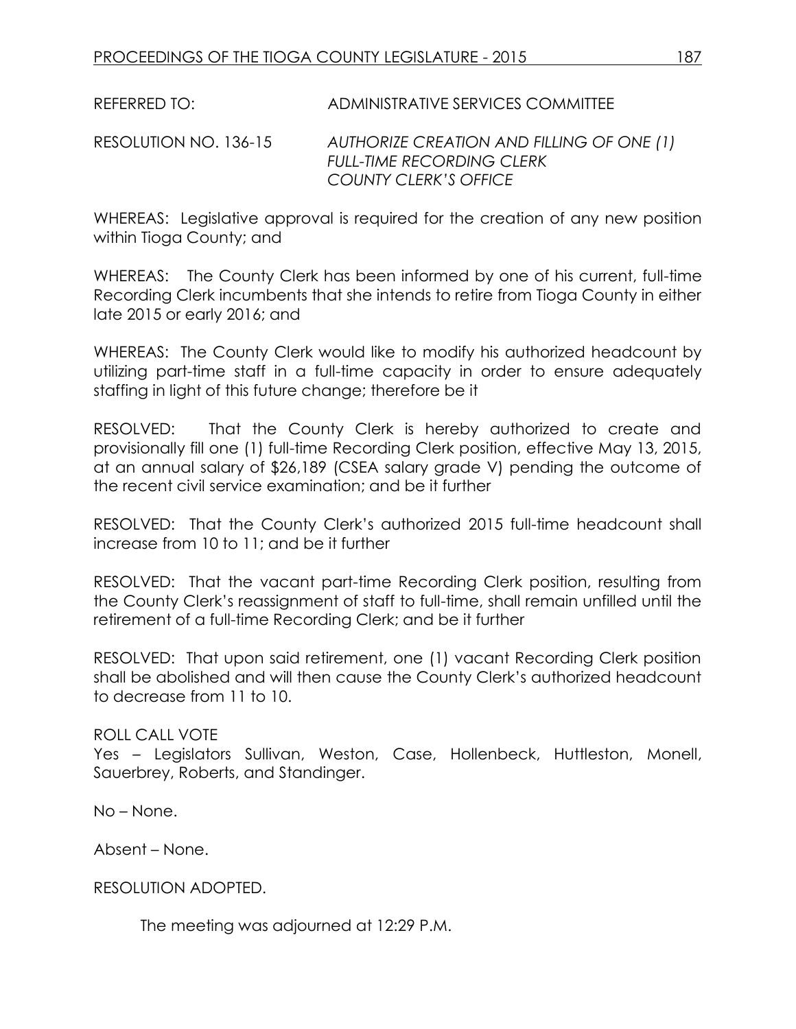REFERRED TO: ADMINISTRATIVE SERVICES COMMITTEE

RESOLUTION NO. 136-15 *AUTHORIZE CREATION AND FILLING OF ONE (1) FULL-TIME RECORDING CLERK COUNTY CLERK'S OFFICE*

WHEREAS: Legislative approval is required for the creation of any new position within Tioga County; and

WHEREAS: The County Clerk has been informed by one of his current, full-time Recording Clerk incumbents that she intends to retire from Tioga County in either late 2015 or early 2016; and

WHEREAS: The County Clerk would like to modify his authorized headcount by utilizing part-time staff in a full-time capacity in order to ensure adequately staffing in light of this future change; therefore be it

RESOLVED: That the County Clerk is hereby authorized to create and provisionally fill one (1) full-time Recording Clerk position, effective May 13, 2015, at an annual salary of $26,189 (CSEA salary grade V) pending the outcome of the recent civil service examination; and be it further

RESOLVED: That the County Clerk's authorized 2015 full-time headcount shall increase from 10 to 11; and be it further

RESOLVED: That the vacant part-time Recording Clerk position, resulting from the County Clerk's reassignment of staff to full-time, shall remain unfilled until the retirement of a full-time Recording Clerk; and be it further

RESOLVED: That upon said retirement, one (1) vacant Recording Clerk position shall be abolished and will then cause the County Clerk's authorized headcount to decrease from 11 to 10.

ROLL CALL VOTE
Yes – Legislators Sullivan, Weston, Case, Hollenbeck, Huttleston, Monell, Sauerbrey, Roberts, and Standinger.

No – None.

Absent – None.

RESOLUTION ADOPTED.

The meeting was adjourned at 12:29 P.M.